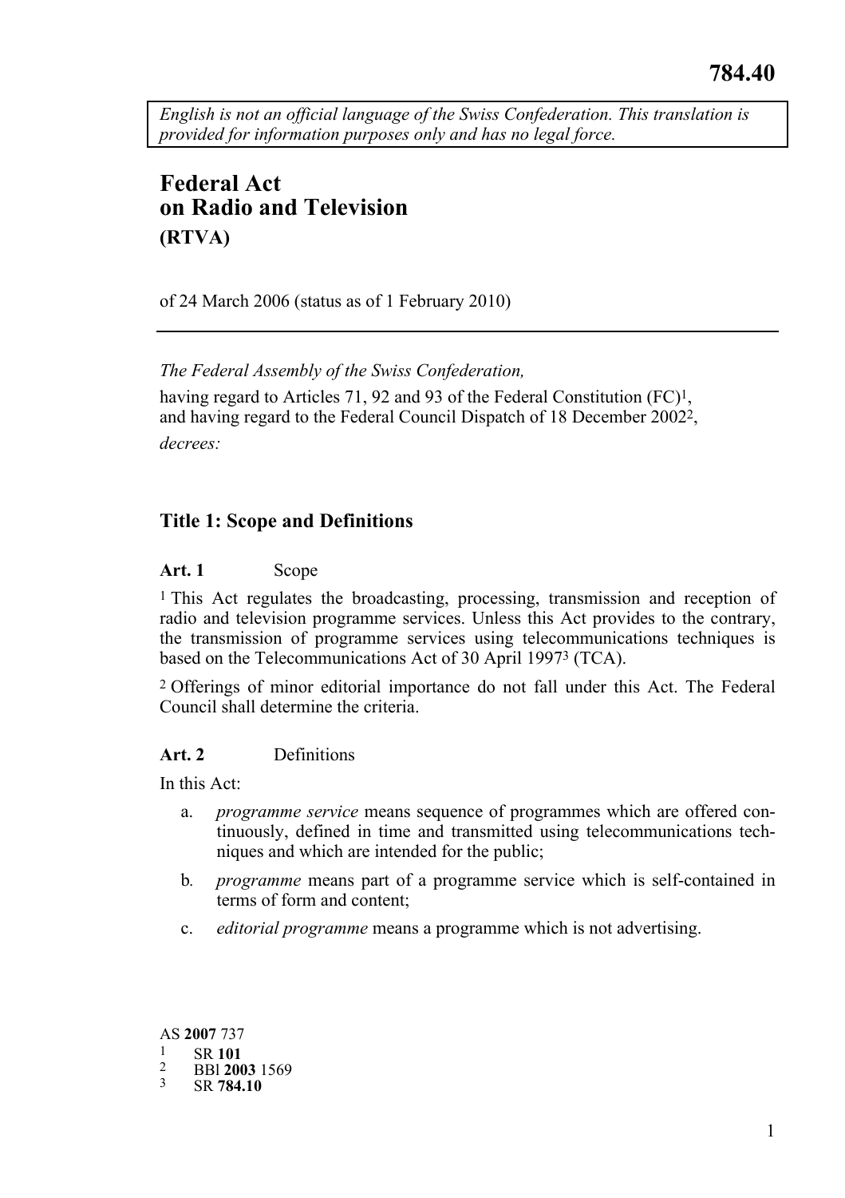784.40

*English is not an official language of the Swiss Confederation. This translation is provided for information purposes only and has no legal force.*

# Federal Act on Radio and Television (RTVA)

of 24 March 2006 (status as of 1 February 2010)

---

*The Federal Assembly of the Swiss Confederation,*

having regard to Articles 71, 92 and 93 of the Federal Constitution (FC)[1], and having regard to the Federal Council Dispatch of 18 December 2002[2],

*decrees:*

## Title 1: Scope and Definitions

### Art. 1 Scope

[1] This Act regulates the broadcasting, processing, transmission and reception of radio and television programme services. Unless this Act provides to the contrary, the transmission of programme services using telecommunications techniques is based on the Telecommunications Act of 30 April 1997[3] (TCA).

[2] Offerings of minor editorial importance do not fall under this Act. The Federal Council shall determine the criteria.

### Art. 2 Definitions

In this Act:

a. *programme service* means sequence of programmes which are offered continuously, defined in time and transmitted using telecommunications techniques and which are intended for the public;

b. *programme* means part of a programme service which is self-contained in terms of form and content;

c. *editorial programme* means a programme which is not advertising.

AS **2007** 737

1 SR **101**

2 BBl **2003** 1569

3 SR **784.10**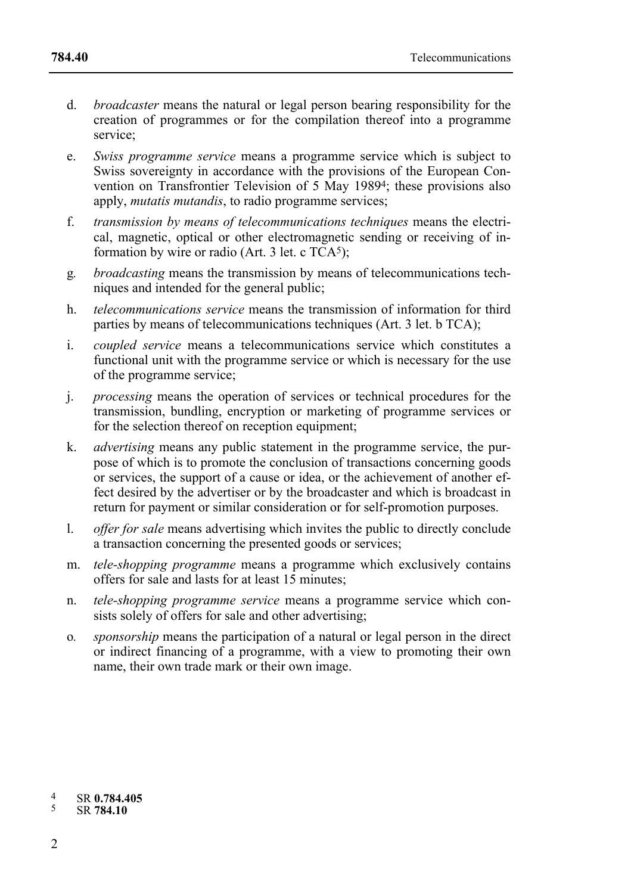d. *broadcaster* means the natural or legal person bearing responsibility for the creation of programmes or for the compilation thereof into a programme service;

e. *Swiss programme service* means a programme service which is subject to Swiss sovereignty in accordance with the provisions of the European Convention on Transfrontier Television of 5 May 1989[4]; these provisions also apply, *mutatis mutandis*, to radio programme services;

f. *transmission by means of telecommunications techniques* means the electrical, magnetic, optical or other electromagnetic sending or receiving of information by wire or radio (Art. 3 let. c TCA[5]);

g. *broadcasting* means the transmission by means of telecommunications techniques and intended for the general public;

h. *telecommunications service* means the transmission of information for third parties by means of telecommunications techniques (Art. 3 let. b TCA);

i. *coupled service* means a telecommunications service which constitutes a functional unit with the programme service or which is necessary for the use of the programme service;

j. *processing* means the operation of services or technical procedures for the transmission, bundling, encryption or marketing of programme services or for the selection thereof on reception equipment;

k. *advertising* means any public statement in the programme service, the purpose of which is to promote the conclusion of transactions concerning goods or services, the support of a cause or idea, or the achievement of another effect desired by the advertiser or by the broadcaster and which is broadcast in return for payment or similar consideration or for self-promotion purposes.

l. *offer for sale* means advertising which invites the public to directly conclude a transaction concerning the presented goods or services;

m. *tele-shopping programme* means a programme which exclusively contains offers for sale and lasts for at least 15 minutes;

n. *tele-shopping programme service* means a programme service which consists solely of offers for sale and other advertising;

o. *sponsorship* means the participation of a natural or legal person in the direct or indirect financing of a programme, with a view to promoting their own name, their own trade mark or their own image.

[4] SR **0.784.405**
[5] SR **784.10**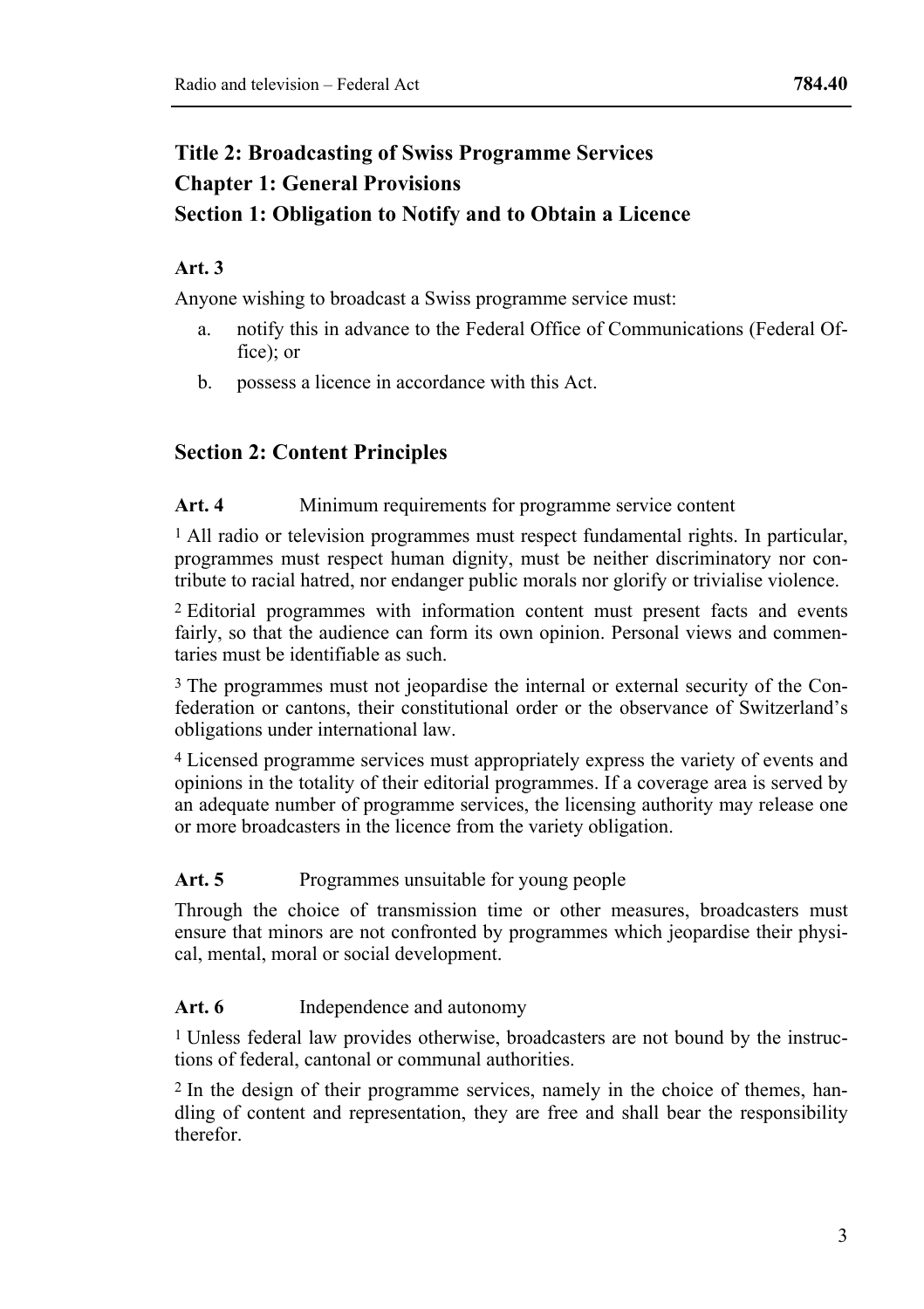# Title 2: Broadcasting of Swiss Programme Services

## Chapter 1: General Provisions

### Section 1: Obligation to Notify and to Obtain a Licence

**Art. 3**

Anyone wishing to broadcast a Swiss programme service must:

a. notify this in advance to the Federal Office of Communications (Federal Office); or

b. possess a licence in accordance with this Act.

### Section 2: Content Principles

**Art. 4** Minimum requirements for programme service content

[1] All radio or television programmes must respect fundamental rights. In particular, programmes must respect human dignity, must be neither discriminatory nor contribute to racial hatred, nor endanger public morals nor glorify or trivialise violence.

[2] Editorial programmes with information content must present facts and events fairly, so that the audience can form its own opinion. Personal views and commentaries must be identifiable as such.

[3] The programmes must not jeopardise the internal or external security of the Confederation or cantons, their constitutional order or the observance of Switzerland's obligations under international law.

[4] Licensed programme services must appropriately express the variety of events and opinions in the totality of their editorial programmes. If a coverage area is served by an adequate number of programme services, the licensing authority may release one or more broadcasters in the licence from the variety obligation.

**Art. 5** Programmes unsuitable for young people

Through the choice of transmission time or other measures, broadcasters must ensure that minors are not confronted by programmes which jeopardise their physical, mental, moral or social development.

**Art. 6** Independence and autonomy

[1] Unless federal law provides otherwise, broadcasters are not bound by the instructions of federal, cantonal or communal authorities.

[2] In the design of their programme services, namely in the choice of themes, handling of content and representation, they are free and shall bear the responsibility therefor.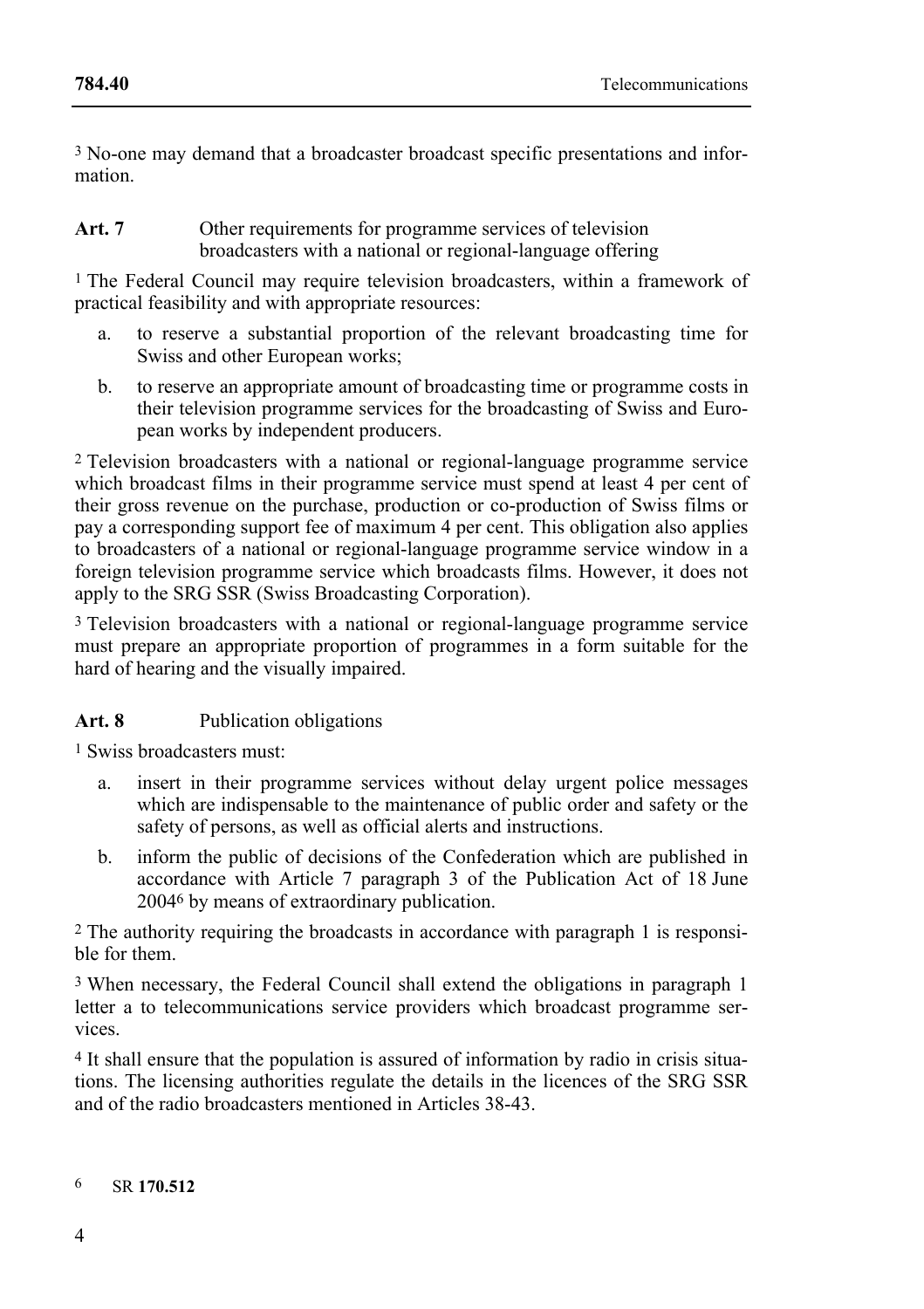[3] No-one may demand that a broadcaster broadcast specific presentations and information.

**Art. 7** Other requirements for programme services of television broadcasters with a national or regional-language offering

[1] The Federal Council may require television broadcasters, within a framework of practical feasibility and with appropriate resources:

a. to reserve a substantial proportion of the relevant broadcasting time for Swiss and other European works;

b. to reserve an appropriate amount of broadcasting time or programme costs in their television programme services for the broadcasting of Swiss and European works by independent producers.

[2] Television broadcasters with a national or regional-language programme service which broadcast films in their programme service must spend at least 4 per cent of their gross revenue on the purchase, production or co-production of Swiss films or pay a corresponding support fee of maximum 4 per cent. This obligation also applies to broadcasters of a national or regional-language programme service window in a foreign television programme service which broadcasts films. However, it does not apply to the SRG SSR (Swiss Broadcasting Corporation).

[3] Television broadcasters with a national or regional-language programme service must prepare an appropriate proportion of programmes in a form suitable for the hard of hearing and the visually impaired.

**Art. 8** Publication obligations

[1] Swiss broadcasters must:

a. insert in their programme services without delay urgent police messages which are indispensable to the maintenance of public order and safety or the safety of persons, as well as official alerts and instructions.

b. inform the public of decisions of the Confederation which are published in accordance with Article 7 paragraph 3 of the Publication Act of 18 June 2004[6] by means of extraordinary publication.

[2] The authority requiring the broadcasts in accordance with paragraph 1 is responsible for them.

[3] When necessary, the Federal Council shall extend the obligations in paragraph 1 letter a to telecommunications service providers which broadcast programme services.

[4] It shall ensure that the population is assured of information by radio in crisis situations. The licensing authorities regulate the details in the licences of the SRG SSR and of the radio broadcasters mentioned in Articles 38-43.

---

6 SR **170.512**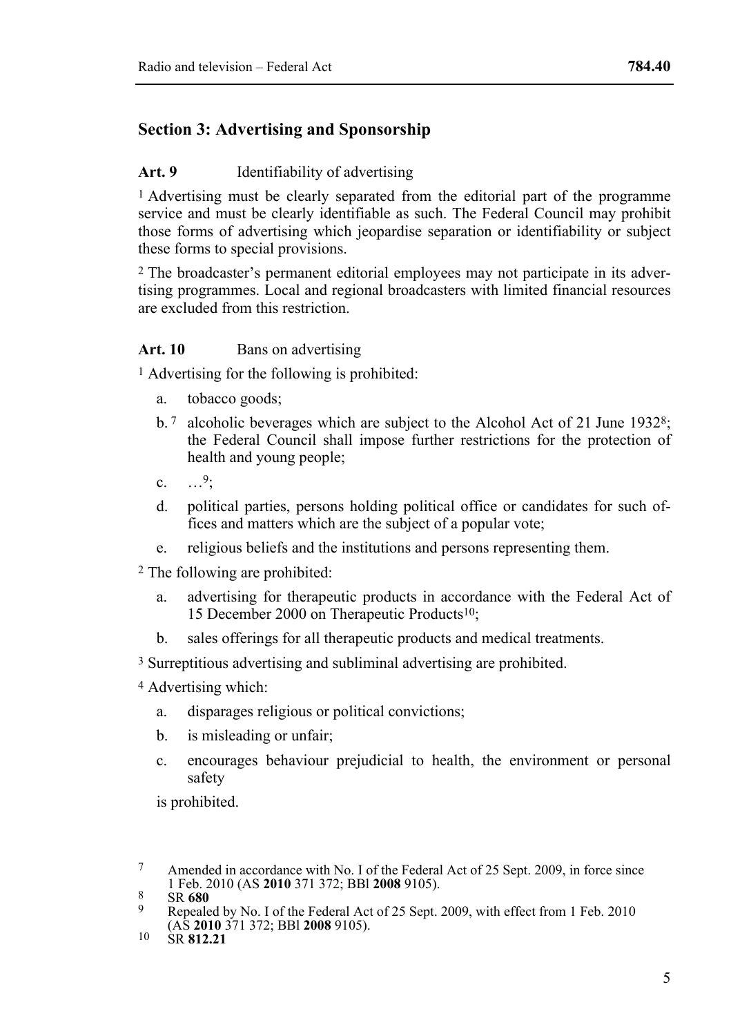## Section 3: Advertising and Sponsorship

**Art. 9** Identifiability of advertising

[1] Advertising must be clearly separated from the editorial part of the programme service and must be clearly identifiable as such. The Federal Council may prohibit those forms of advertising which jeopardise separation or identifiability or subject these forms to special provisions.

[2] The broadcaster's permanent editorial employees may not participate in its advertising programmes. Local and regional broadcasters with limited financial resources are excluded from this restriction.

**Art. 10** Bans on advertising

[1] Advertising for the following is prohibited:

- a. tobacco goods;
- b.[7] alcoholic beverages which are subject to the Alcohol Act of 21 June 1932[8]; the Federal Council shall impose further restrictions for the protection of health and young people;
- c. …[9];
- d. political parties, persons holding political office or candidates for such offices and matters which are the subject of a popular vote;
- e. religious beliefs and the institutions and persons representing them.

[2] The following are prohibited:

- a. advertising for therapeutic products in accordance with the Federal Act of 15 December 2000 on Therapeutic Products[10];
- b. sales offerings for all therapeutic products and medical treatments.

[3] Surreptitious advertising and subliminal advertising are prohibited.

[4] Advertising which:

- a. disparages religious or political convictions;
- b. is misleading or unfair;
- c. encourages behaviour prejudicial to health, the environment or personal safety

is prohibited.

---

[7] Amended in accordance with No. I of the Federal Act of 25 Sept. 2009, in force since 1 Feb. 2010 (AS **2010** 371 372; BBl **2008** 9105).

[8] SR **680**

[9] Repealed by No. I of the Federal Act of 25 Sept. 2009, with effect from 1 Feb. 2010 (AS **2010** 371 372; BBl **2008** 9105).

[10] SR **812.21**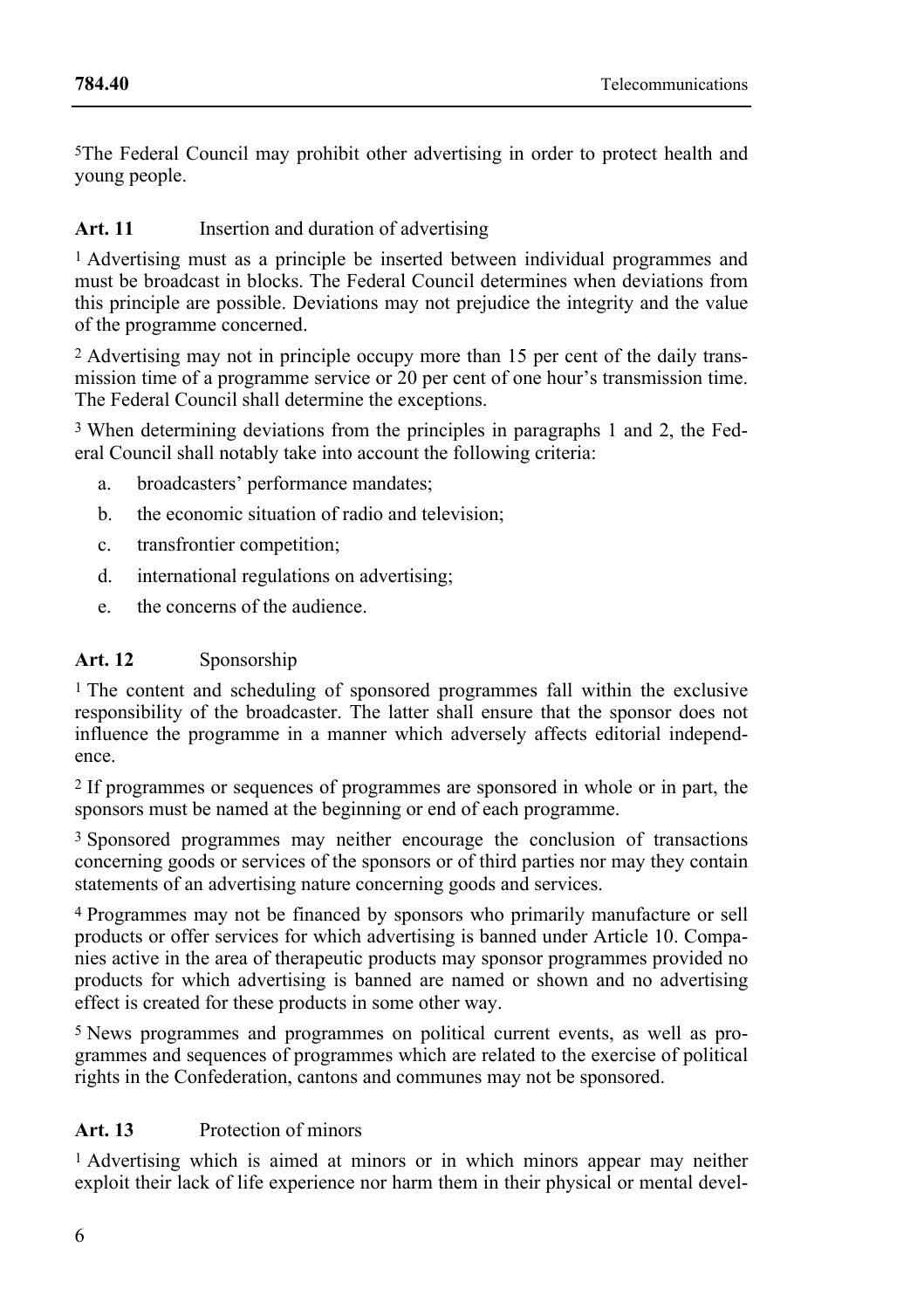[5]The Federal Council may prohibit other advertising in order to protect health and young people.

**Art. 11** Insertion and duration of advertising

[1] Advertising must as a principle be inserted between individual programmes and must be broadcast in blocks. The Federal Council determines when deviations from this principle are possible. Deviations may not prejudice the integrity and the value of the programme concerned.

[2] Advertising may not in principle occupy more than 15 per cent of the daily transmission time of a programme service or 20 per cent of one hour's transmission time. The Federal Council shall determine the exceptions.

[3] When determining deviations from the principles in paragraphs 1 and 2, the Federal Council shall notably take into account the following criteria:

a. broadcasters' performance mandates;
b. the economic situation of radio and television;
c. transfrontier competition;
d. international regulations on advertising;
e. the concerns of the audience.

**Art. 12** Sponsorship

[1] The content and scheduling of sponsored programmes fall within the exclusive responsibility of the broadcaster. The latter shall ensure that the sponsor does not influence the programme in a manner which adversely affects editorial independence.

[2] If programmes or sequences of programmes are sponsored in whole or in part, the sponsors must be named at the beginning or end of each programme.

[3] Sponsored programmes may neither encourage the conclusion of transactions concerning goods or services of the sponsors or of third parties nor may they contain statements of an advertising nature concerning goods and services.

[4] Programmes may not be financed by sponsors who primarily manufacture or sell products or offer services for which advertising is banned under Article 10. Companies active in the area of therapeutic products may sponsor programmes provided no products for which advertising is banned are named or shown and no advertising effect is created for these products in some other way.

[5] News programmes and programmes on political current events, as well as programmes and sequences of programmes which are related to the exercise of political rights in the Confederation, cantons and communes may not be sponsored.

**Art. 13** Protection of minors

[1] Advertising which is aimed at minors or in which minors appear may neither exploit their lack of life experience nor harm them in their physical or mental devel-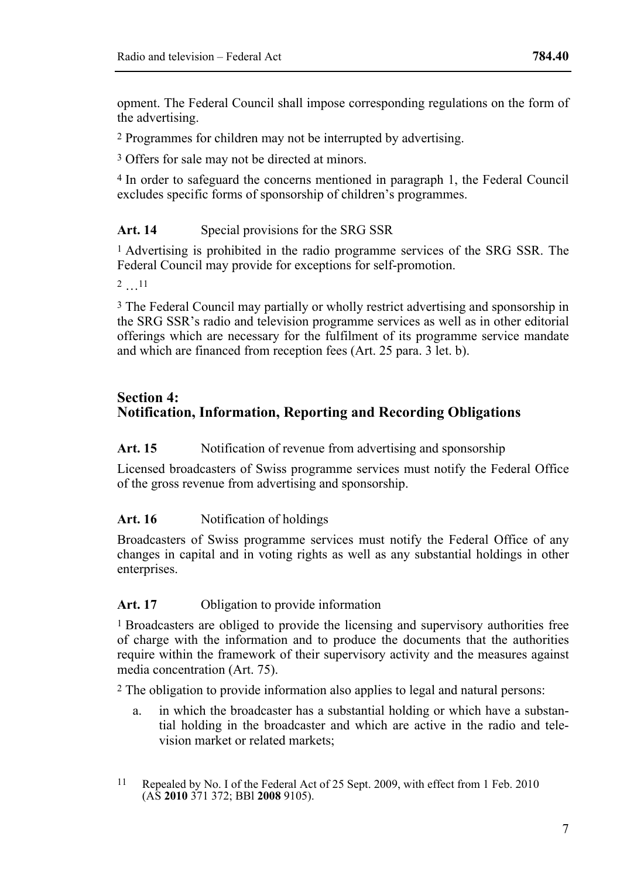opment. The Federal Council shall impose corresponding regulations on the form of the advertising.

2 Programmes for children may not be interrupted by advertising.

3 Offers for sale may not be directed at minors.

4 In order to safeguard the concerns mentioned in paragraph 1, the Federal Council excludes specific forms of sponsorship of children's programmes.

**Art. 14** Special provisions for the SRG SSR

1 Advertising is prohibited in the radio programme services of the SRG SSR. The Federal Council may provide for exceptions for self-promotion.

2 …[11]

3 The Federal Council may partially or wholly restrict advertising and sponsorship in the SRG SSR's radio and television programme services as well as in other editorial offerings which are necessary for the fulfilment of its programme service mandate and which are financed from reception fees (Art. 25 para. 3 let. b).

## Section 4: Notification, Information, Reporting and Recording Obligations

**Art. 15** Notification of revenue from advertising and sponsorship

Licensed broadcasters of Swiss programme services must notify the Federal Office of the gross revenue from advertising and sponsorship.

**Art. 16** Notification of holdings

Broadcasters of Swiss programme services must notify the Federal Office of any changes in capital and in voting rights as well as any substantial holdings in other enterprises.

**Art. 17** Obligation to provide information

1 Broadcasters are obliged to provide the licensing and supervisory authorities free of charge with the information and to produce the documents that the authorities require within the framework of their supervisory activity and the measures against media concentration (Art. 75).

2 The obligation to provide information also applies to legal and natural persons:

a. in which the broadcaster has a substantial holding or which have a substantial holding in the broadcaster and which are active in the radio and television market or related markets;

[11] Repealed by No. I of the Federal Act of 25 Sept. 2009, with effect from 1 Feb. 2010 (AS **2010** 371 372; BBl **2008** 9105).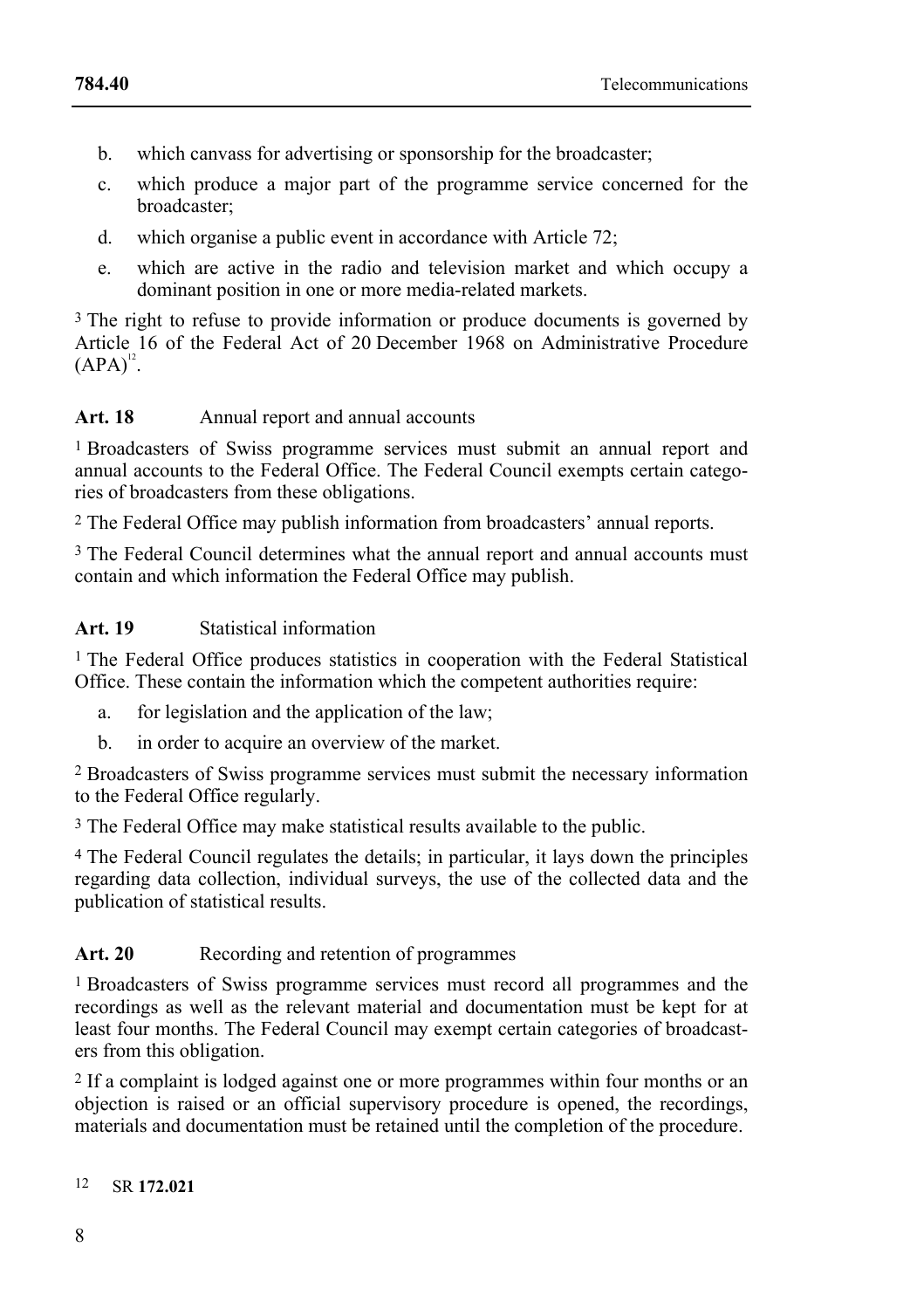b. which canvass for advertising or sponsorship for the broadcaster;

c. which produce a major part of the programme service concerned for the broadcaster;

d. which organise a public event in accordance with Article 72;

e. which are active in the radio and television market and which occupy a dominant position in one or more media-related markets.

[3] The right to refuse to provide information or produce documents is governed by Article 16 of the Federal Act of 20 December 1968 on Administrative Procedure (APA)[12].

**Art. 18** Annual report and annual accounts

[1] Broadcasters of Swiss programme services must submit an annual report and annual accounts to the Federal Office. The Federal Council exempts certain categories of broadcasters from these obligations.

[2] The Federal Office may publish information from broadcasters' annual reports.

[3] The Federal Council determines what the annual report and annual accounts must contain and which information the Federal Office may publish.

**Art. 19** Statistical information

[1] The Federal Office produces statistics in cooperation with the Federal Statistical Office. These contain the information which the competent authorities require:

a. for legislation and the application of the law;

b. in order to acquire an overview of the market.

[2] Broadcasters of Swiss programme services must submit the necessary information to the Federal Office regularly.

[3] The Federal Office may make statistical results available to the public.

[4] The Federal Council regulates the details; in particular, it lays down the principles regarding data collection, individual surveys, the use of the collected data and the publication of statistical results.

**Art. 20** Recording and retention of programmes

[1] Broadcasters of Swiss programme services must record all programmes and the recordings as well as the relevant material and documentation must be kept for at least four months. The Federal Council may exempt certain categories of broadcasters from this obligation.

[2] If a complaint is lodged against one or more programmes within four months or an objection is raised or an official supervisory procedure is opened, the recordings, materials and documentation must be retained until the completion of the procedure.

[12] SR **172.021**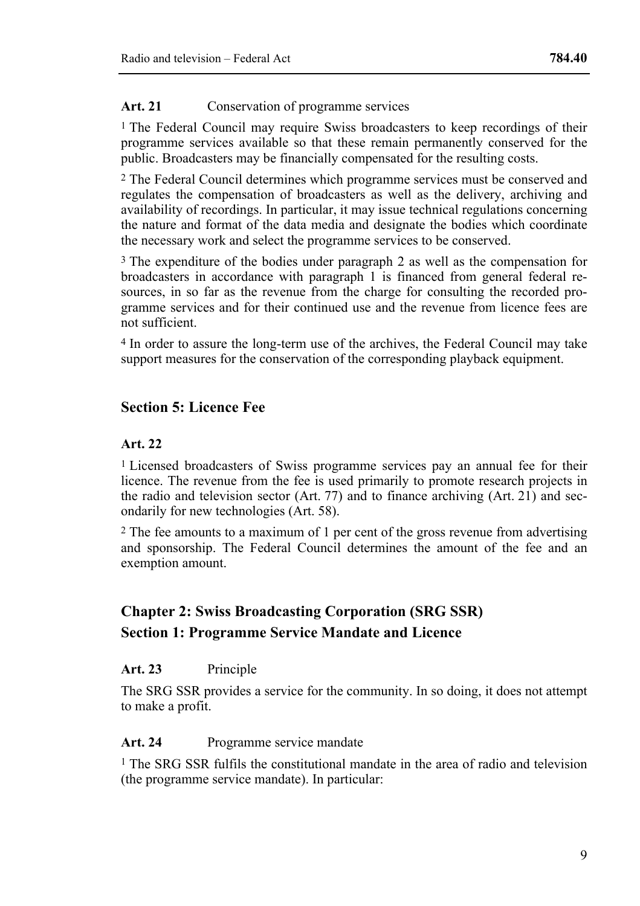**Art. 21** Conservation of programme services

[1] The Federal Council may require Swiss broadcasters to keep recordings of their programme services available so that these remain permanently conserved for the public. Broadcasters may be financially compensated for the resulting costs.

[2] The Federal Council determines which programme services must be conserved and regulates the compensation of broadcasters as well as the delivery, archiving and availability of recordings. In particular, it may issue technical regulations concerning the nature and format of the data media and designate the bodies which coordinate the necessary work and select the programme services to be conserved.

[3] The expenditure of the bodies under paragraph 2 as well as the compensation for broadcasters in accordance with paragraph 1 is financed from general federal resources, in so far as the revenue from the charge for consulting the recorded programme services and for their continued use and the revenue from licence fees are not sufficient.

[4] In order to assure the long-term use of the archives, the Federal Council may take support measures for the conservation of the corresponding playback equipment.

## Section 5: Licence Fee

**Art. 22**

[1] Licensed broadcasters of Swiss programme services pay an annual fee for their licence. The revenue from the fee is used primarily to promote research projects in the radio and television sector (Art. 77) and to finance archiving (Art. 21) and secondarily for new technologies (Art. 58).

[2] The fee amounts to a maximum of 1 per cent of the gross revenue from advertising and sponsorship. The Federal Council determines the amount of the fee and an exemption amount.

# Chapter 2: Swiss Broadcasting Corporation (SRG SSR)

## Section 1: Programme Service Mandate and Licence

**Art. 23** Principle

The SRG SSR provides a service for the community. In so doing, it does not attempt to make a profit.

**Art. 24** Programme service mandate

[1] The SRG SSR fulfils the constitutional mandate in the area of radio and television (the programme service mandate). In particular: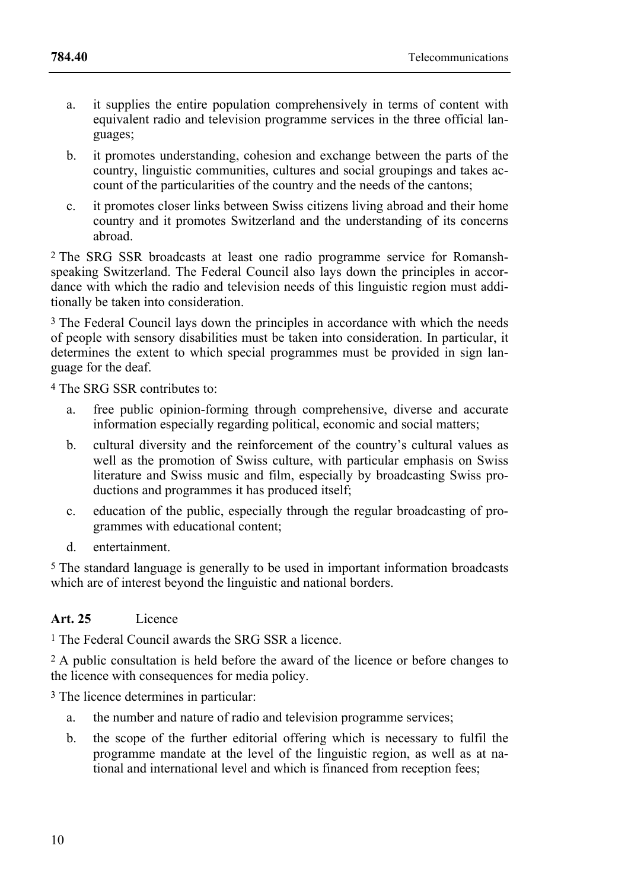a. it supplies the entire population comprehensively in terms of content with equivalent radio and television programme services in the three official languages;

b. it promotes understanding, cohesion and exchange between the parts of the country, linguistic communities, cultures and social groupings and takes account of the particularities of the country and the needs of the cantons;

c. it promotes closer links between Swiss citizens living abroad and their home country and it promotes Switzerland and the understanding of its concerns abroad.

[2] The SRG SSR broadcasts at least one radio programme service for Romansh-speaking Switzerland. The Federal Council also lays down the principles in accordance with which the radio and television needs of this linguistic region must additionally be taken into consideration.

[3] The Federal Council lays down the principles in accordance with which the needs of people with sensory disabilities must be taken into consideration. In particular, it determines the extent to which special programmes must be provided in sign language for the deaf.

[4] The SRG SSR contributes to:

a. free public opinion-forming through comprehensive, diverse and accurate information especially regarding political, economic and social matters;

b. cultural diversity and the reinforcement of the country's cultural values as well as the promotion of Swiss culture, with particular emphasis on Swiss literature and Swiss music and film, especially by broadcasting Swiss productions and programmes it has produced itself;

c. education of the public, especially through the regular broadcasting of programmes with educational content;

d. entertainment.

[5] The standard language is generally to be used in important information broadcasts which are of interest beyond the linguistic and national borders.

**Art. 25** Licence

[1] The Federal Council awards the SRG SSR a licence.

[2] A public consultation is held before the award of the licence or before changes to the licence with consequences for media policy.

[3] The licence determines in particular:

a. the number and nature of radio and television programme services;

b. the scope of the further editorial offering which is necessary to fulfil the programme mandate at the level of the linguistic region, as well as at national and international level and which is financed from reception fees;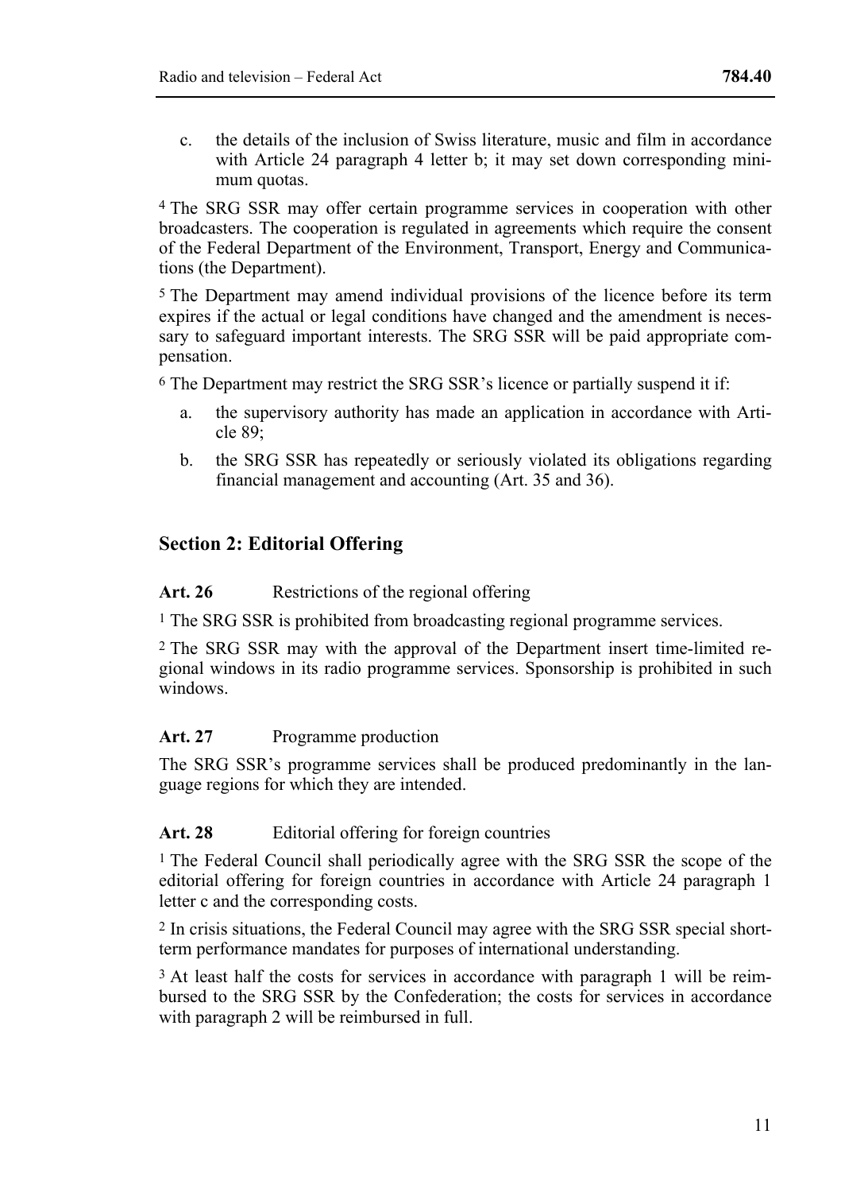c. the details of the inclusion of Swiss literature, music and film in accordance with Article 24 paragraph 4 letter b; it may set down corresponding minimum quotas.

4 The SRG SSR may offer certain programme services in cooperation with other broadcasters. The cooperation is regulated in agreements which require the consent of the Federal Department of the Environment, Transport, Energy and Communications (the Department).

5 The Department may amend individual provisions of the licence before its term expires if the actual or legal conditions have changed and the amendment is necessary to safeguard important interests. The SRG SSR will be paid appropriate compensation.

6 The Department may restrict the SRG SSR's licence or partially suspend it if:

a. the supervisory authority has made an application in accordance with Article 89;

b. the SRG SSR has repeatedly or seriously violated its obligations regarding financial management and accounting (Art. 35 and 36).

## Section 2: Editorial Offering

**Art. 26** Restrictions of the regional offering

1 The SRG SSR is prohibited from broadcasting regional programme services.

2 The SRG SSR may with the approval of the Department insert time-limited regional windows in its radio programme services. Sponsorship is prohibited in such windows.

**Art. 27** Programme production

The SRG SSR's programme services shall be produced predominantly in the language regions for which they are intended.

**Art. 28** Editorial offering for foreign countries

1 The Federal Council shall periodically agree with the SRG SSR the scope of the editorial offering for foreign countries in accordance with Article 24 paragraph 1 letter c and the corresponding costs.

2 In crisis situations, the Federal Council may agree with the SRG SSR special short-term performance mandates for purposes of international understanding.

3 At least half the costs for services in accordance with paragraph 1 will be reimbursed to the SRG SSR by the Confederation; the costs for services in accordance with paragraph 2 will be reimbursed in full.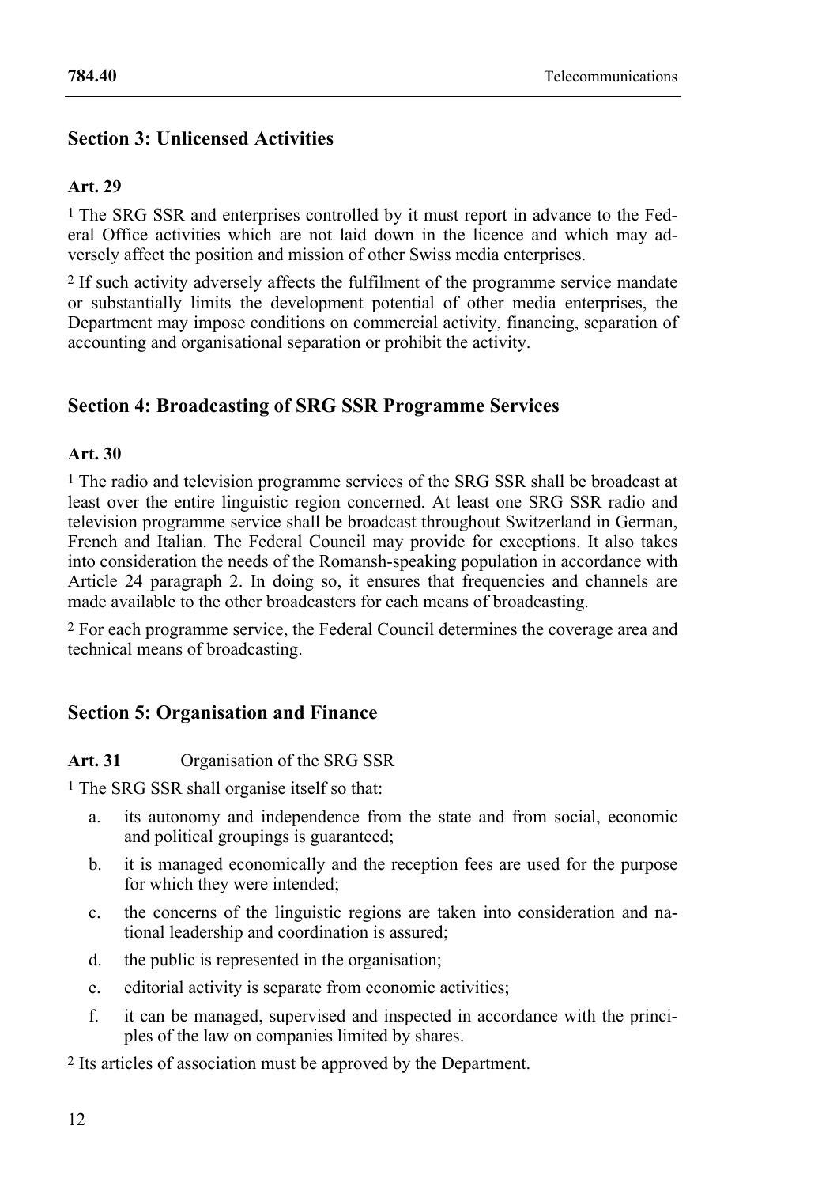## Section 3: Unlicensed Activities

### Art. 29

[1] The SRG SSR and enterprises controlled by it must report in advance to the Federal Office activities which are not laid down in the licence and which may adversely affect the position and mission of other Swiss media enterprises.

[2] If such activity adversely affects the fulfilment of the programme service mandate or substantially limits the development potential of other media enterprises, the Department may impose conditions on commercial activity, financing, separation of accounting and organisational separation or prohibit the activity.

## Section 4: Broadcasting of SRG SSR Programme Services

### Art. 30

[1] The radio and television programme services of the SRG SSR shall be broadcast at least over the entire linguistic region concerned. At least one SRG SSR radio and television programme service shall be broadcast throughout Switzerland in German, French and Italian. The Federal Council may provide for exceptions. It also takes into consideration the needs of the Romansh-speaking population in accordance with Article 24 paragraph 2. In doing so, it ensures that frequencies and channels are made available to the other broadcasters for each means of broadcasting.

[2] For each programme service, the Federal Council determines the coverage area and technical means of broadcasting.

## Section 5: Organisation and Finance

### Art. 31 Organisation of the SRG SSR

[1] The SRG SSR shall organise itself so that:

a. its autonomy and independence from the state and from social, economic and political groupings is guaranteed;

b. it is managed economically and the reception fees are used for the purpose for which they were intended;

c. the concerns of the linguistic regions are taken into consideration and national leadership and coordination is assured;

d. the public is represented in the organisation;

e. editorial activity is separate from economic activities;

f. it can be managed, supervised and inspected in accordance with the principles of the law on companies limited by shares.

[2] Its articles of association must be approved by the Department.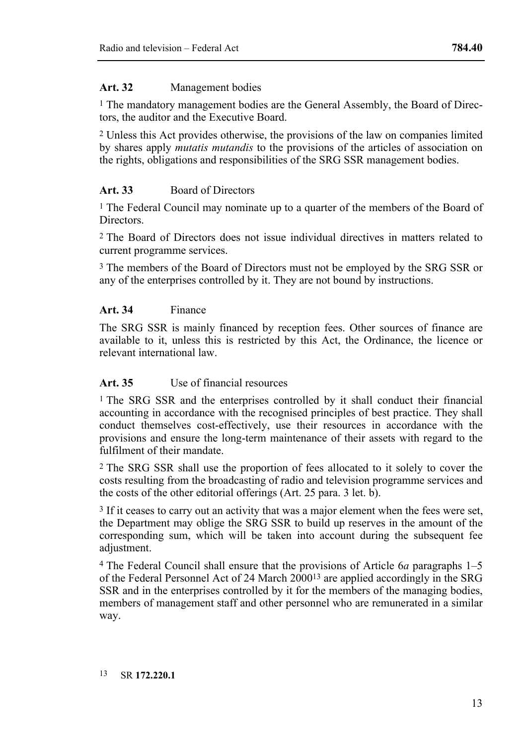**Art. 32** Management bodies

[1] The mandatory management bodies are the General Assembly, the Board of Directors, the auditor and the Executive Board.

[2] Unless this Act provides otherwise, the provisions of the law on companies limited by shares apply *mutatis mutandis* to the provisions of the articles of association on the rights, obligations and responsibilities of the SRG SSR management bodies.

**Art. 33** Board of Directors

[1] The Federal Council may nominate up to a quarter of the members of the Board of Directors.

[2] The Board of Directors does not issue individual directives in matters related to current programme services.

[3] The members of the Board of Directors must not be employed by the SRG SSR or any of the enterprises controlled by it. They are not bound by instructions.

**Art. 34** Finance

The SRG SSR is mainly financed by reception fees. Other sources of finance are available to it, unless this is restricted by this Act, the Ordinance, the licence or relevant international law.

**Art. 35** Use of financial resources

[1] The SRG SSR and the enterprises controlled by it shall conduct their financial accounting in accordance with the recognised principles of best practice. They shall conduct themselves cost-effectively, use their resources in accordance with the provisions and ensure the long-term maintenance of their assets with regard to the fulfilment of their mandate.

[2] The SRG SSR shall use the proportion of fees allocated to it solely to cover the costs resulting from the broadcasting of radio and television programme services and the costs of the other editorial offerings (Art. 25 para. 3 let. b).

[3] If it ceases to carry out an activity that was a major element when the fees were set, the Department may oblige the SRG SSR to build up reserves in the amount of the corresponding sum, which will be taken into account during the subsequent fee adjustment.

[4] The Federal Council shall ensure that the provisions of Article 6*a* paragraphs 1–5 of the Federal Personnel Act of 24 March 2000[13] are applied accordingly in the SRG SSR and in the enterprises controlled by it for the members of the managing bodies, members of management staff and other personnel who are remunerated in a similar way.

13 SR **172.220.1**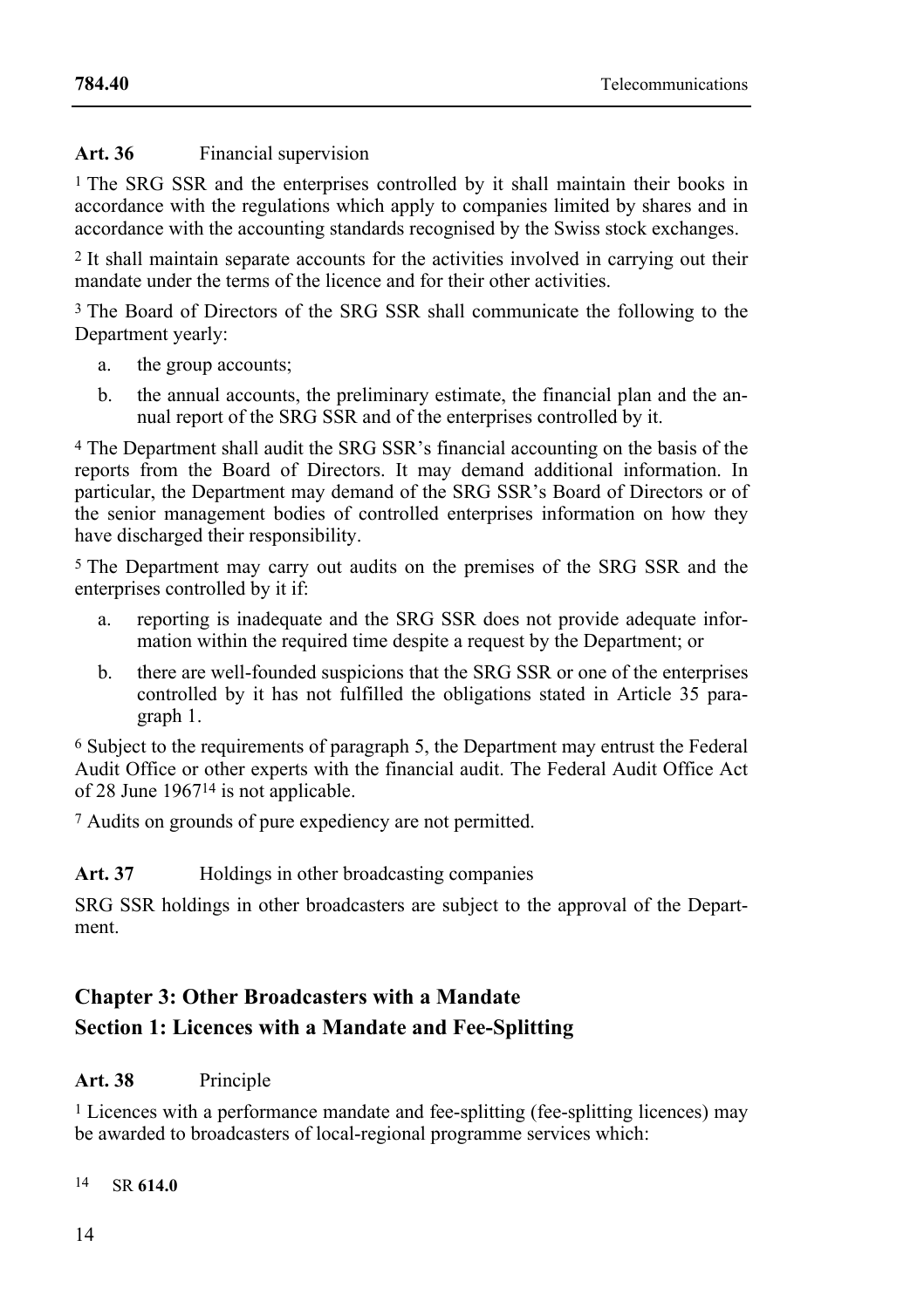**Art. 36** Financial supervision

1 The SRG SSR and the enterprises controlled by it shall maintain their books in accordance with the regulations which apply to companies limited by shares and in accordance with the accounting standards recognised by the Swiss stock exchanges.

2 It shall maintain separate accounts for the activities involved in carrying out their mandate under the terms of the licence and for their other activities.

3 The Board of Directors of the SRG SSR shall communicate the following to the Department yearly:

a. the group accounts;

b. the annual accounts, the preliminary estimate, the financial plan and the annual report of the SRG SSR and of the enterprises controlled by it.

4 The Department shall audit the SRG SSR's financial accounting on the basis of the reports from the Board of Directors. It may demand additional information. In particular, the Department may demand of the SRG SSR's Board of Directors or of the senior management bodies of controlled enterprises information on how they have discharged their responsibility.

5 The Department may carry out audits on the premises of the SRG SSR and the enterprises controlled by it if:

a. reporting is inadequate and the SRG SSR does not provide adequate information within the required time despite a request by the Department; or

b. there are well-founded suspicions that the SRG SSR or one of the enterprises controlled by it has not fulfilled the obligations stated in Article 35 paragraph 1.

6 Subject to the requirements of paragraph 5, the Department may entrust the Federal Audit Office or other experts with the financial audit. The Federal Audit Office Act of 28 June 1967[14] is not applicable.

7 Audits on grounds of pure expediency are not permitted.

**Art. 37** Holdings in other broadcasting companies

SRG SSR holdings in other broadcasters are subject to the approval of the Department.

## Chapter 3: Other Broadcasters with a Mandate

## Section 1: Licences with a Mandate and Fee-Splitting

**Art. 38** Principle

1 Licences with a performance mandate and fee-splitting (fee-splitting licences) may be awarded to broadcasters of local-regional programme services which:

[14] SR **614.0**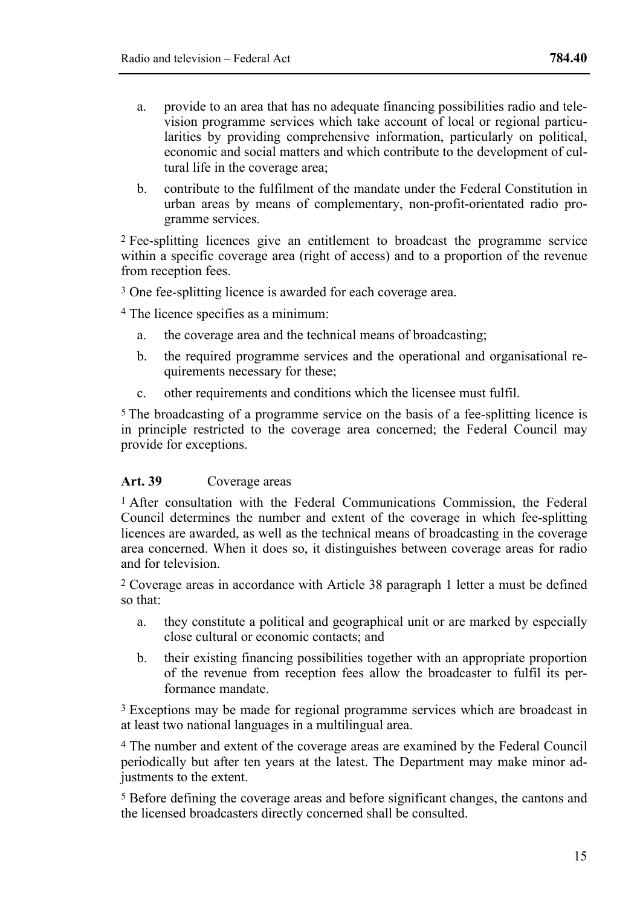a. provide to an area that has no adequate financing possibilities radio and television programme services which take account of local or regional particularities by providing comprehensive information, particularly on political, economic and social matters and which contribute to the development of cultural life in the coverage area;

b. contribute to the fulfilment of the mandate under the Federal Constitution in urban areas by means of complementary, non-profit-orientated radio programme services.

[2] Fee-splitting licences give an entitlement to broadcast the programme service within a specific coverage area (right of access) and to a proportion of the revenue from reception fees.

[3] One fee-splitting licence is awarded for each coverage area.

[4] The licence specifies as a minimum:

a. the coverage area and the technical means of broadcasting;

b. the required programme services and the operational and organisational requirements necessary for these;

c. other requirements and conditions which the licensee must fulfil.

[5] The broadcasting of a programme service on the basis of a fee-splitting licence is in principle restricted to the coverage area concerned; the Federal Council may provide for exceptions.

### Art. 39 Coverage areas

[1] After consultation with the Federal Communications Commission, the Federal Council determines the number and extent of the coverage in which fee-splitting licences are awarded, as well as the technical means of broadcasting in the coverage area concerned. When it does so, it distinguishes between coverage areas for radio and for television.

[2] Coverage areas in accordance with Article 38 paragraph 1 letter a must be defined so that:

a. they constitute a political and geographical unit or are marked by especially close cultural or economic contacts; and

b. their existing financing possibilities together with an appropriate proportion of the revenue from reception fees allow the broadcaster to fulfil its performance mandate.

[3] Exceptions may be made for regional programme services which are broadcast in at least two national languages in a multilingual area.

[4] The number and extent of the coverage areas are examined by the Federal Council periodically but after ten years at the latest. The Department may make minor adjustments to the extent.

[5] Before defining the coverage areas and before significant changes, the cantons and the licensed broadcasters directly concerned shall be consulted.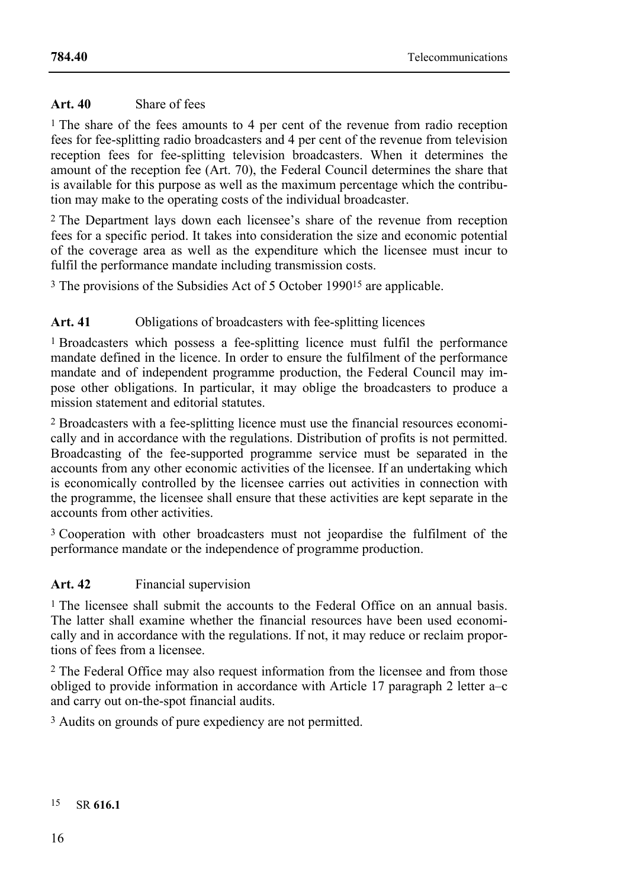**Art. 40** Share of fees

[1] The share of the fees amounts to 4 per cent of the revenue from radio reception fees for fee-splitting radio broadcasters and 4 per cent of the revenue from television reception fees for fee-splitting television broadcasters. When it determines the amount of the reception fee (Art. 70), the Federal Council determines the share that is available for this purpose as well as the maximum percentage which the contribution may make to the operating costs of the individual broadcaster.

[2] The Department lays down each licensee's share of the revenue from reception fees for a specific period. It takes into consideration the size and economic potential of the coverage area as well as the expenditure which the licensee must incur to fulfil the performance mandate including transmission costs.

[3] The provisions of the Subsidies Act of 5 October 1990[15] are applicable.

**Art. 41** Obligations of broadcasters with fee-splitting licences

[1] Broadcasters which possess a fee-splitting licence must fulfil the performance mandate defined in the licence. In order to ensure the fulfilment of the performance mandate and of independent programme production, the Federal Council may impose other obligations. In particular, it may oblige the broadcasters to produce a mission statement and editorial statutes.

[2] Broadcasters with a fee-splitting licence must use the financial resources economically and in accordance with the regulations. Distribution of profits is not permitted. Broadcasting of the fee-supported programme service must be separated in the accounts from any other economic activities of the licensee. If an undertaking which is economically controlled by the licensee carries out activities in connection with the programme, the licensee shall ensure that these activities are kept separate in the accounts from other activities.

[3] Cooperation with other broadcasters must not jeopardise the fulfilment of the performance mandate or the independence of programme production.

**Art. 42** Financial supervision

[1] The licensee shall submit the accounts to the Federal Office on an annual basis. The latter shall examine whether the financial resources have been used economically and in accordance with the regulations. If not, it may reduce or reclaim proportions of fees from a licensee.

[2] The Federal Office may also request information from the licensee and from those obliged to provide information in accordance with Article 17 paragraph 2 letter a–c and carry out on-the-spot financial audits.

[3] Audits on grounds of pure expediency are not permitted.

[15] SR **616.1**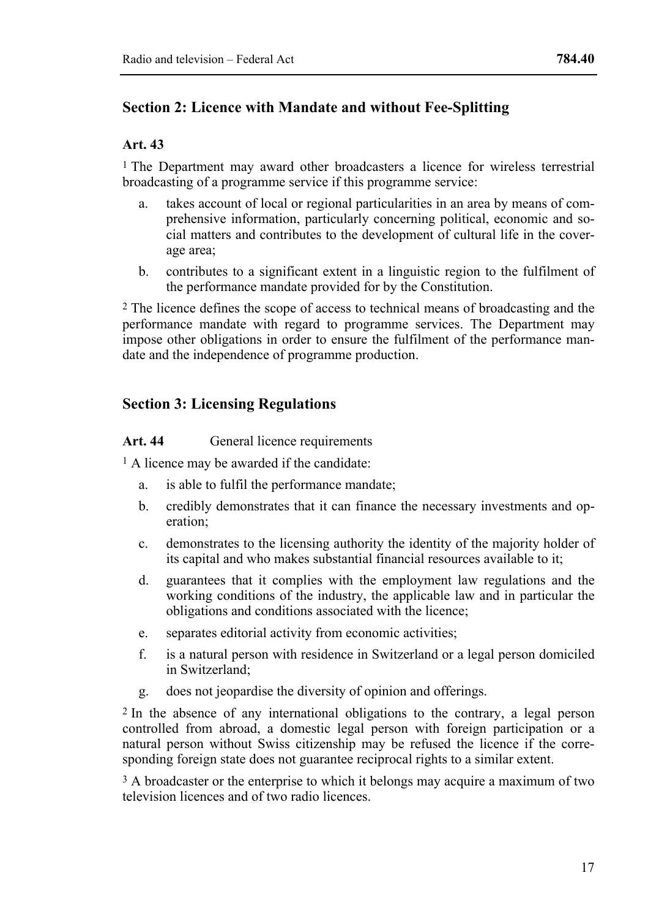## Section 2: Licence with Mandate and without Fee-Splitting

### Art. 43

[1] The Department may award other broadcasters a licence for wireless terrestrial broadcasting of a programme service if this programme service:

a. takes account of local or regional particularities in an area by means of comprehensive information, particularly concerning political, economic and social matters and contributes to the development of cultural life in the coverage area;

b. contributes to a significant extent in a linguistic region to the fulfilment of the performance mandate provided for by the Constitution.

[2] The licence defines the scope of access to technical means of broadcasting and the performance mandate with regard to programme services. The Department may impose other obligations in order to ensure the fulfilment of the performance mandate and the independence of programme production.

## Section 3: Licensing Regulations

### Art. 44 General licence requirements

[1] A licence may be awarded if the candidate:

a. is able to fulfil the performance mandate;

b. credibly demonstrates that it can finance the necessary investments and operation;

c. demonstrates to the licensing authority the identity of the majority holder of its capital and who makes substantial financial resources available to it;

d. guarantees that it complies with the employment law regulations and the working conditions of the industry, the applicable law and in particular the obligations and conditions associated with the licence;

e. separates editorial activity from economic activities;

f. is a natural person with residence in Switzerland or a legal person domiciled in Switzerland;

g. does not jeopardise the diversity of opinion and offerings.

[2] In the absence of any international obligations to the contrary, a legal person controlled from abroad, a domestic legal person with foreign participation or a natural person without Swiss citizenship may be refused the licence if the corresponding foreign state does not guarantee reciprocal rights to a similar extent.

[3] A broadcaster or the enterprise to which it belongs may acquire a maximum of two television licences and of two radio licences.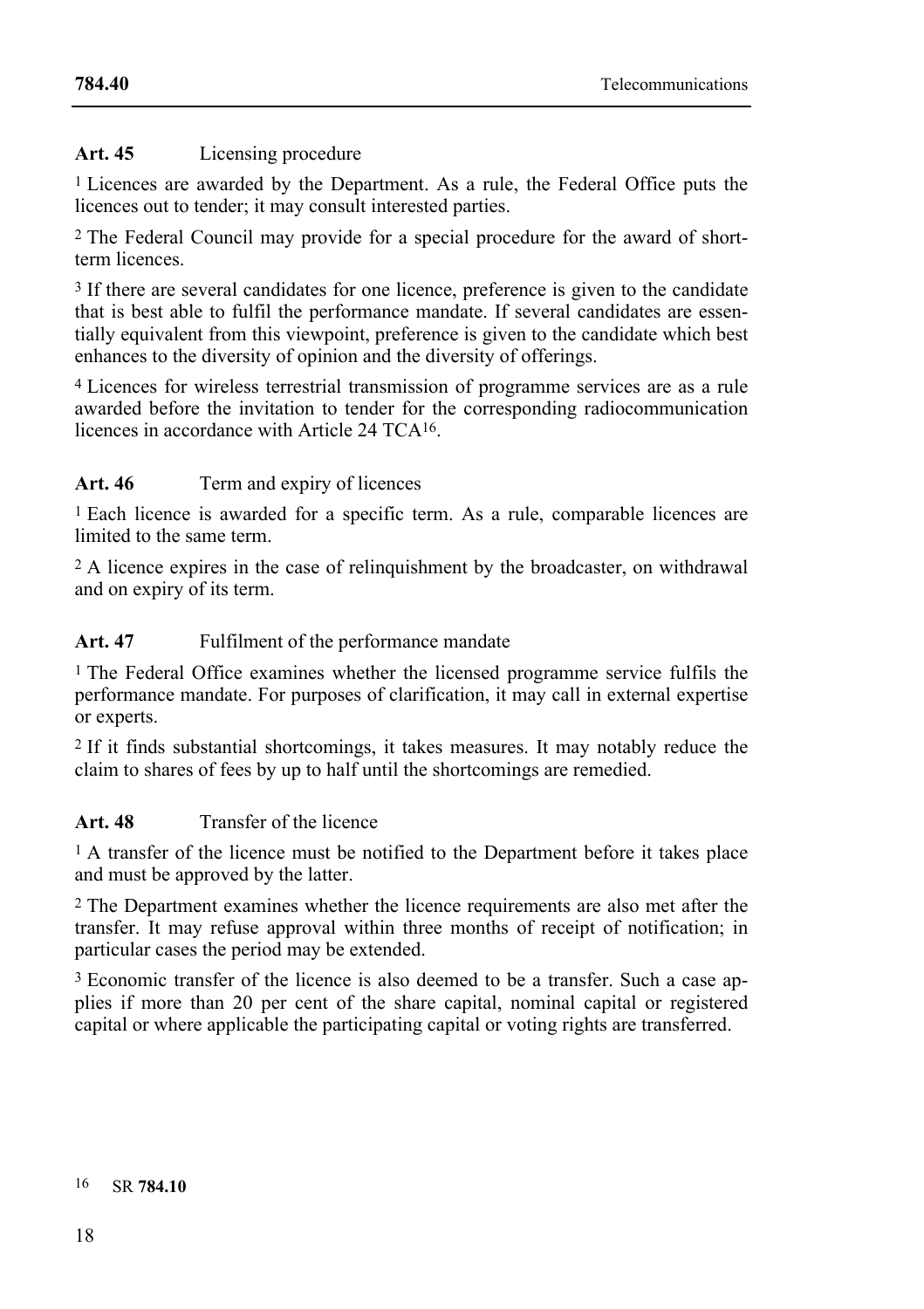### Art. 45 Licensing procedure

[1] Licences are awarded by the Department. As a rule, the Federal Office puts the licences out to tender; it may consult interested parties.

[2] The Federal Council may provide for a special procedure for the award of short-term licences.

[3] If there are several candidates for one licence, preference is given to the candidate that is best able to fulfil the performance mandate. If several candidates are essentially equivalent from this viewpoint, preference is given to the candidate which best enhances to the diversity of opinion and the diversity of offerings.

[4] Licences for wireless terrestrial transmission of programme services are as a rule awarded before the invitation to tender for the corresponding radiocommunication licences in accordance with Article 24 TCA[16].

### Art. 46 Term and expiry of licences

[1] Each licence is awarded for a specific term. As a rule, comparable licences are limited to the same term.

[2] A licence expires in the case of relinquishment by the broadcaster, on withdrawal and on expiry of its term.

### Art. 47 Fulfilment of the performance mandate

[1] The Federal Office examines whether the licensed programme service fulfils the performance mandate. For purposes of clarification, it may call in external expertise or experts.

[2] If it finds substantial shortcomings, it takes measures. It may notably reduce the claim to shares of fees by up to half until the shortcomings are remedied.

### Art. 48 Transfer of the licence

[1] A transfer of the licence must be notified to the Department before it takes place and must be approved by the latter.

[2] The Department examines whether the licence requirements are also met after the transfer. It may refuse approval within three months of receipt of notification; in particular cases the period may be extended.

[3] Economic transfer of the licence is also deemed to be a transfer. Such a case applies if more than 20 per cent of the share capital, nominal capital or registered capital or where applicable the participating capital or voting rights are transferred.

---

[16] SR **784.10**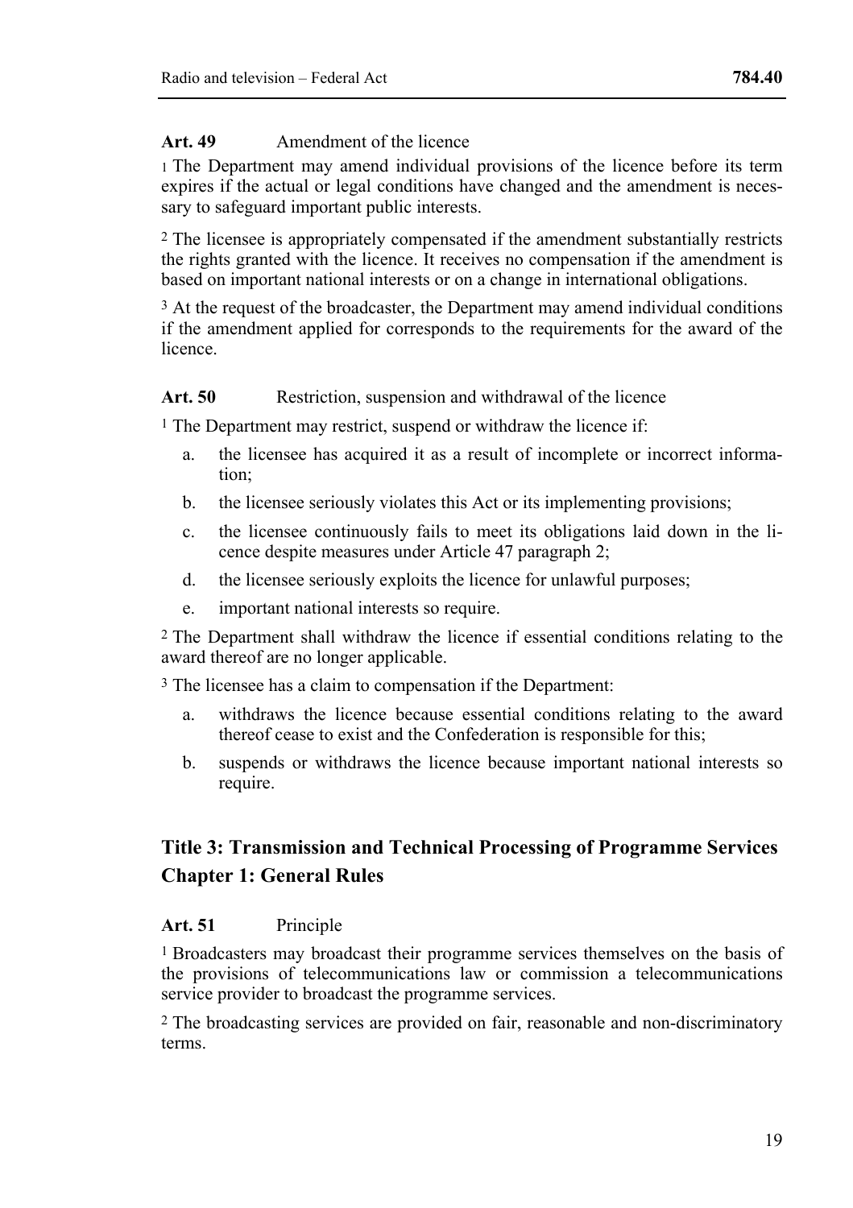**Art. 49** Amendment of the licence

1 The Department may amend individual provisions of the licence before its term expires if the actual or legal conditions have changed and the amendment is necessary to safeguard important public interests.

2 The licensee is appropriately compensated if the amendment substantially restricts the rights granted with the licence. It receives no compensation if the amendment is based on important national interests or on a change in international obligations.

3 At the request of the broadcaster, the Department may amend individual conditions if the amendment applied for corresponds to the requirements for the award of the licence.

**Art. 50** Restriction, suspension and withdrawal of the licence

1 The Department may restrict, suspend or withdraw the licence if:

a. the licensee has acquired it as a result of incomplete or incorrect information;

b. the licensee seriously violates this Act or its implementing provisions;

c. the licensee continuously fails to meet its obligations laid down in the licence despite measures under Article 47 paragraph 2;

d. the licensee seriously exploits the licence for unlawful purposes;

e. important national interests so require.

2 The Department shall withdraw the licence if essential conditions relating to the award thereof are no longer applicable.

3 The licensee has a claim to compensation if the Department:

a. withdraws the licence because essential conditions relating to the award thereof cease to exist and the Confederation is responsible for this;

b. suspends or withdraws the licence because important national interests so require.

## Title 3: Transmission and Technical Processing of Programme Services

## Chapter 1: General Rules

**Art. 51** Principle

1 Broadcasters may broadcast their programme services themselves on the basis of the provisions of telecommunications law or commission a telecommunications service provider to broadcast the programme services.

2 The broadcasting services are provided on fair, reasonable and non-discriminatory terms.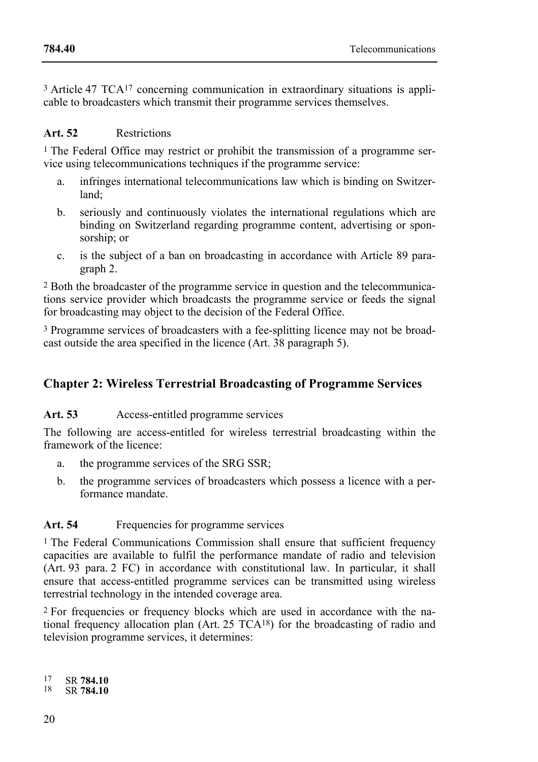[3] Article 47 TCA[17] concerning communication in extraordinary situations is applicable to broadcasters which transmit their programme services themselves.

**Art. 52** Restrictions

[1] The Federal Office may restrict or prohibit the transmission of a programme service using telecommunications techniques if the programme service:

a. infringes international telecommunications law which is binding on Switzerland;

b. seriously and continuously violates the international regulations which are binding on Switzerland regarding programme content, advertising or sponsorship; or

c. is the subject of a ban on broadcasting in accordance with Article 89 paragraph 2.

[2] Both the broadcaster of the programme service in question and the telecommunications service provider which broadcasts the programme service or feeds the signal for broadcasting may object to the decision of the Federal Office.

[3] Programme services of broadcasters with a fee-splitting licence may not be broadcast outside the area specified in the licence (Art. 38 paragraph 5).

## Chapter 2: Wireless Terrestrial Broadcasting of Programme Services

**Art. 53** Access-entitled programme services

The following are access-entitled for wireless terrestrial broadcasting within the framework of the licence:

a. the programme services of the SRG SSR;

b. the programme services of broadcasters which possess a licence with a performance mandate.

**Art. 54** Frequencies for programme services

[1] The Federal Communications Commission shall ensure that sufficient frequency capacities are available to fulfil the performance mandate of radio and television (Art. 93 para. 2 FC) in accordance with constitutional law. In particular, it shall ensure that access-entitled programme services can be transmitted using wireless terrestrial technology in the intended coverage area.

[2] For frequencies or frequency blocks which are used in accordance with the national frequency allocation plan (Art. 25 TCA[18]) for the broadcasting of radio and television programme services, it determines:

[17] SR **784.10**
[18] SR **784.10**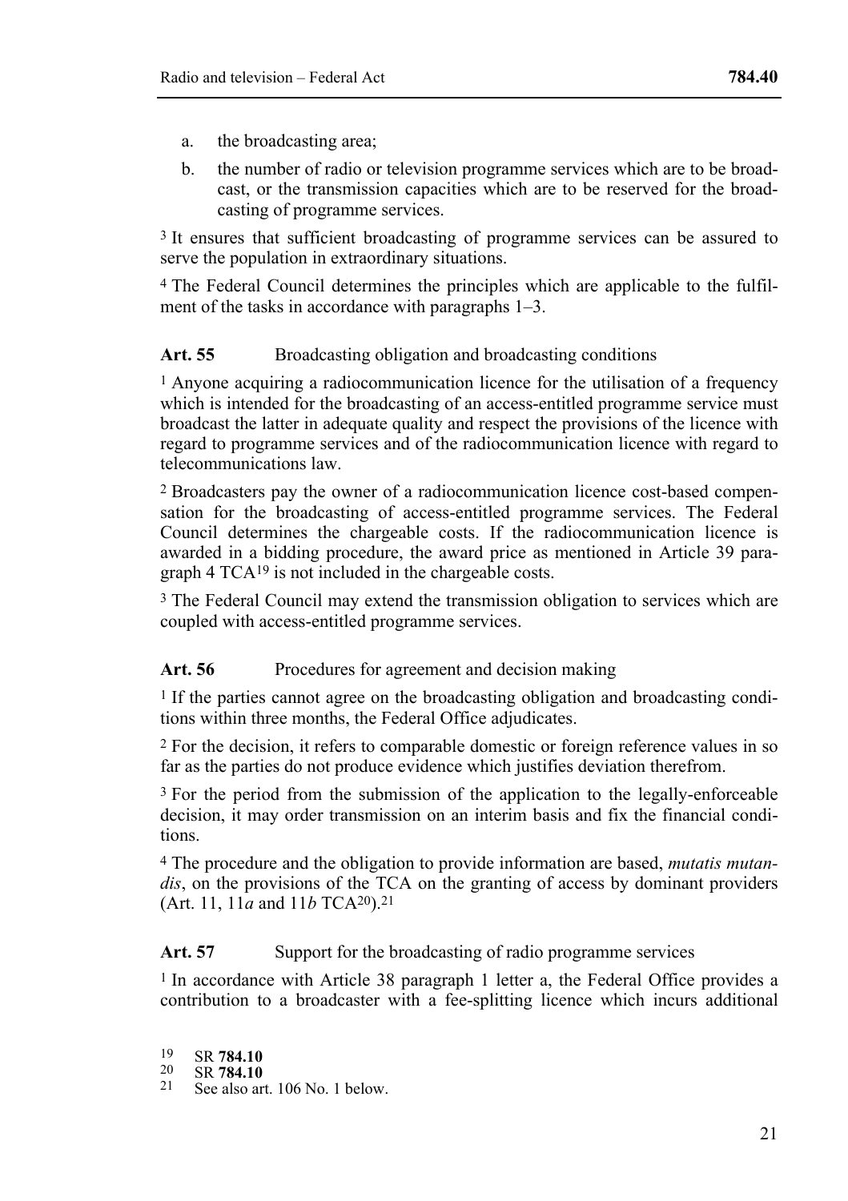a. the broadcasting area;

b. the number of radio or television programme services which are to be broadcast, or the transmission capacities which are to be reserved for the broadcasting of programme services.

[3] It ensures that sufficient broadcasting of programme services can be assured to serve the population in extraordinary situations.

[4] The Federal Council determines the principles which are applicable to the fulfilment of the tasks in accordance with paragraphs 1–3.

**Art. 55** Broadcasting obligation and broadcasting conditions

[1] Anyone acquiring a radiocommunication licence for the utilisation of a frequency which is intended for the broadcasting of an access-entitled programme service must broadcast the latter in adequate quality and respect the provisions of the licence with regard to programme services and of the radiocommunication licence with regard to telecommunications law.

[2] Broadcasters pay the owner of a radiocommunication licence cost-based compensation for the broadcasting of access-entitled programme services. The Federal Council determines the chargeable costs. If the radiocommunication licence is awarded in a bidding procedure, the award price as mentioned in Article 39 paragraph 4 TCA[19] is not included in the chargeable costs.

[3] The Federal Council may extend the transmission obligation to services which are coupled with access-entitled programme services.

**Art. 56** Procedures for agreement and decision making

[1] If the parties cannot agree on the broadcasting obligation and broadcasting conditions within three months, the Federal Office adjudicates.

[2] For the decision, it refers to comparable domestic or foreign reference values in so far as the parties do not produce evidence which justifies deviation therefrom.

[3] For the period from the submission of the application to the legally-enforceable decision, it may order transmission on an interim basis and fix the financial conditions.

[4] The procedure and the obligation to provide information are based, *mutatis mutandis*, on the provisions of the TCA on the granting of access by dominant providers (Art. 11, 11*a* and 11*b* TCA[20]).[21]

**Art. 57** Support for the broadcasting of radio programme services

[1] In accordance with Article 38 paragraph 1 letter a, the Federal Office provides a contribution to a broadcaster with a fee-splitting licence which incurs additional

[19] SR **784.10**
[20] SR **784.10**
[21] See also art. 106 No. 1 below.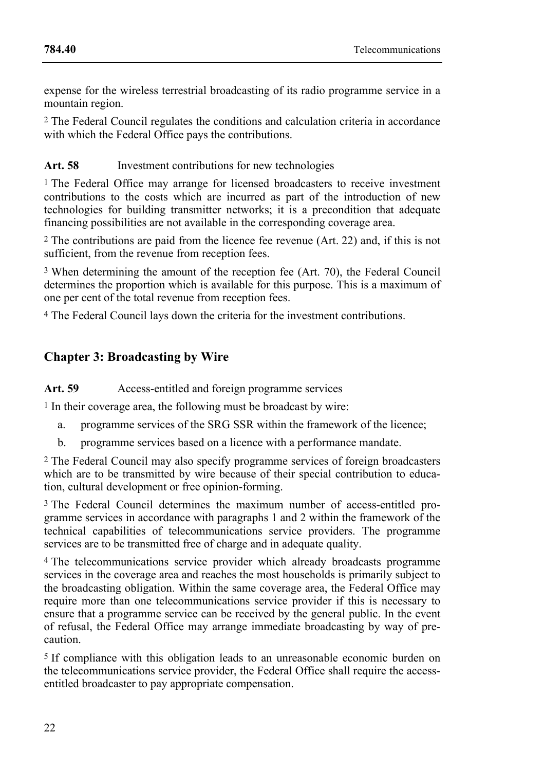expense for the wireless terrestrial broadcasting of its radio programme service in a mountain region.

[2] The Federal Council regulates the conditions and calculation criteria in accordance with which the Federal Office pays the contributions.

**Art. 58** Investment contributions for new technologies

[1] The Federal Office may arrange for licensed broadcasters to receive investment contributions to the costs which are incurred as part of the introduction of new technologies for building transmitter networks; it is a precondition that adequate financing possibilities are not available in the corresponding coverage area.

[2] The contributions are paid from the licence fee revenue (Art. 22) and, if this is not sufficient, from the revenue from reception fees.

[3] When determining the amount of the reception fee (Art. 70), the Federal Council determines the proportion which is available for this purpose. This is a maximum of one per cent of the total revenue from reception fees.

[4] The Federal Council lays down the criteria for the investment contributions.

## Chapter 3: Broadcasting by Wire

**Art. 59** Access-entitled and foreign programme services

[1] In their coverage area, the following must be broadcast by wire:

a. programme services of the SRG SSR within the framework of the licence;

b. programme services based on a licence with a performance mandate.

[2] The Federal Council may also specify programme services of foreign broadcasters which are to be transmitted by wire because of their special contribution to education, cultural development or free opinion-forming.

[3] The Federal Council determines the maximum number of access-entitled programme services in accordance with paragraphs 1 and 2 within the framework of the technical capabilities of telecommunications service providers. The programme services are to be transmitted free of charge and in adequate quality.

[4] The telecommunications service provider which already broadcasts programme services in the coverage area and reaches the most households is primarily subject to the broadcasting obligation. Within the same coverage area, the Federal Office may require more than one telecommunications service provider if this is necessary to ensure that a programme service can be received by the general public. In the event of refusal, the Federal Office may arrange immediate broadcasting by way of precaution.

[5] If compliance with this obligation leads to an unreasonable economic burden on the telecommunications service provider, the Federal Office shall require the access-entitled broadcaster to pay appropriate compensation.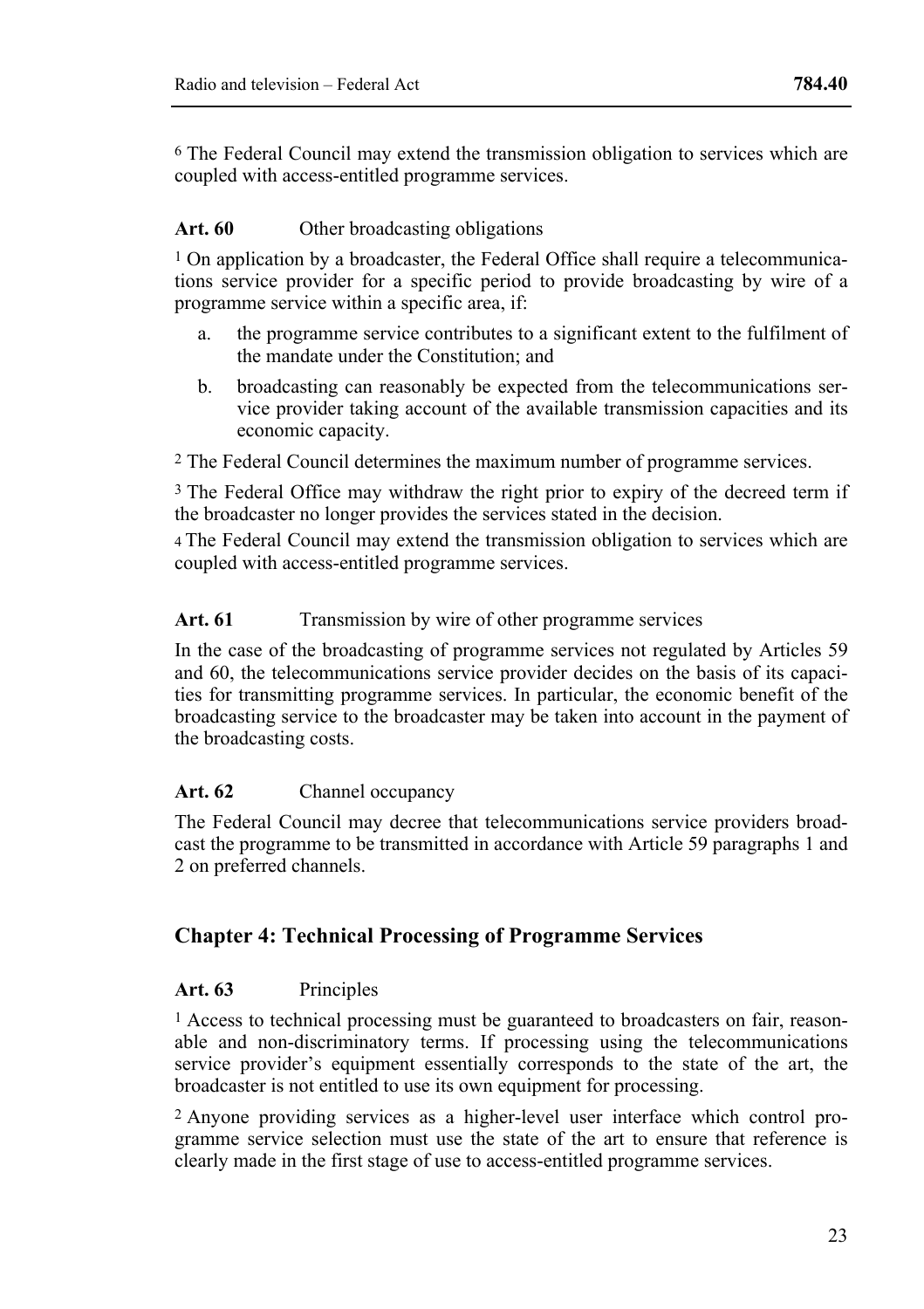[6] The Federal Council may extend the transmission obligation to services which are coupled with access-entitled programme services.

**Art. 60** Other broadcasting obligations

[1] On application by a broadcaster, the Federal Office shall require a telecommunications service provider for a specific period to provide broadcasting by wire of a programme service within a specific area, if:

a. the programme service contributes to a significant extent to the fulfilment of the mandate under the Constitution; and

b. broadcasting can reasonably be expected from the telecommunications service provider taking account of the available transmission capacities and its economic capacity.

[2] The Federal Council determines the maximum number of programme services.

[3] The Federal Office may withdraw the right prior to expiry of the decreed term if the broadcaster no longer provides the services stated in the decision.

[4] The Federal Council may extend the transmission obligation to services which are coupled with access-entitled programme services.

**Art. 61** Transmission by wire of other programme services

In the case of the broadcasting of programme services not regulated by Articles 59 and 60, the telecommunications service provider decides on the basis of its capacities for transmitting programme services. In particular, the economic benefit of the broadcasting service to the broadcaster may be taken into account in the payment of the broadcasting costs.

**Art. 62** Channel occupancy

The Federal Council may decree that telecommunications service providers broadcast the programme to be transmitted in accordance with Article 59 paragraphs 1 and 2 on preferred channels.

## Chapter 4: Technical Processing of Programme Services

**Art. 63** Principles

[1] Access to technical processing must be guaranteed to broadcasters on fair, reasonable and non-discriminatory terms. If processing using the telecommunications service provider's equipment essentially corresponds to the state of the art, the broadcaster is not entitled to use its own equipment for processing.

[2] Anyone providing services as a higher-level user interface which control programme service selection must use the state of the art to ensure that reference is clearly made in the first stage of use to access-entitled programme services.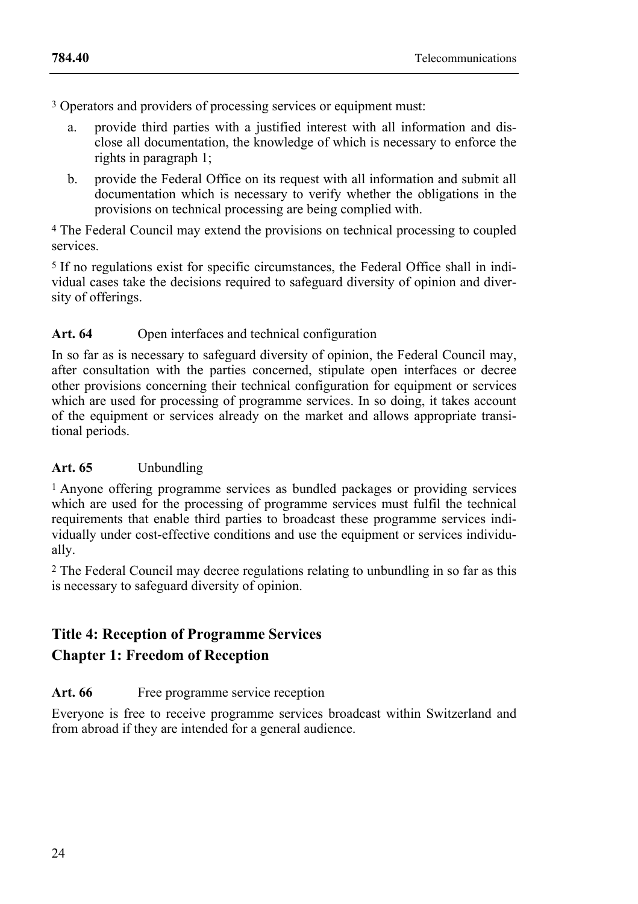[3] Operators and providers of processing services or equipment must:

a. provide third parties with a justified interest with all information and disclose all documentation, the knowledge of which is necessary to enforce the rights in paragraph 1;

b. provide the Federal Office on its request with all information and submit all documentation which is necessary to verify whether the obligations in the provisions on technical processing are being complied with.

[4] The Federal Council may extend the provisions on technical processing to coupled services.

[5] If no regulations exist for specific circumstances, the Federal Office shall in individual cases take the decisions required to safeguard diversity of opinion and diversity of offerings.

**Art. 64** Open interfaces and technical configuration

In so far as is necessary to safeguard diversity of opinion, the Federal Council may, after consultation with the parties concerned, stipulate open interfaces or decree other provisions concerning their technical configuration for equipment or services which are used for processing of programme services. In so doing, it takes account of the equipment or services already on the market and allows appropriate transitional periods.

**Art. 65** Unbundling

[1] Anyone offering programme services as bundled packages or providing services which are used for the processing of programme services must fulfil the technical requirements that enable third parties to broadcast these programme services individually under cost-effective conditions and use the equipment or services individually.

[2] The Federal Council may decree regulations relating to unbundling in so far as this is necessary to safeguard diversity of opinion.

## Title 4: Reception of Programme Services

## Chapter 1: Freedom of Reception

**Art. 66** Free programme service reception

Everyone is free to receive programme services broadcast within Switzerland and from abroad if they are intended for a general audience.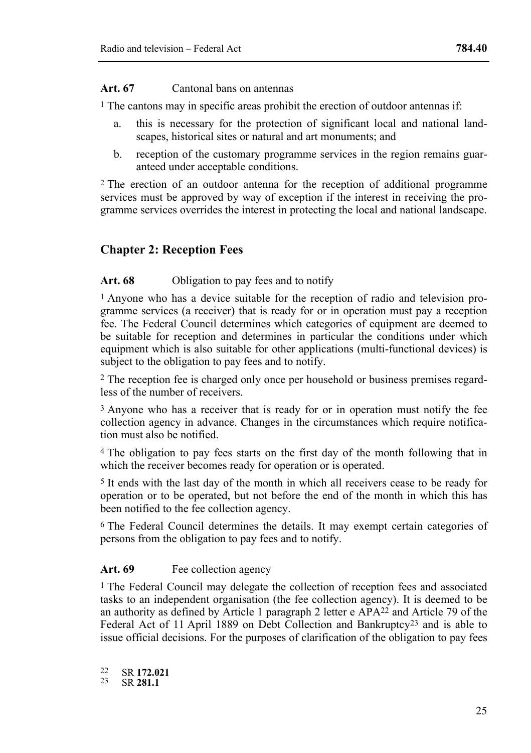**Art. 67** Cantonal bans on antennas

[1] The cantons may in specific areas prohibit the erection of outdoor antennas if:

a. this is necessary for the protection of significant local and national landscapes, historical sites or natural and art monuments; and

b. reception of the customary programme services in the region remains guaranteed under acceptable conditions.

[2] The erection of an outdoor antenna for the reception of additional programme services must be approved by way of exception if the interest in receiving the programme services overrides the interest in protecting the local and national landscape.

## Chapter 2: Reception Fees

**Art. 68** Obligation to pay fees and to notify

[1] Anyone who has a device suitable for the reception of radio and television programme services (a receiver) that is ready for or in operation must pay a reception fee. The Federal Council determines which categories of equipment are deemed to be suitable for reception and determines in particular the conditions under which equipment which is also suitable for other applications (multi-functional devices) is subject to the obligation to pay fees and to notify.

[2] The reception fee is charged only once per household or business premises regardless of the number of receivers.

[3] Anyone who has a receiver that is ready for or in operation must notify the fee collection agency in advance. Changes in the circumstances which require notification must also be notified.

[4] The obligation to pay fees starts on the first day of the month following that in which the receiver becomes ready for operation or is operated.

[5] It ends with the last day of the month in which all receivers cease to be ready for operation or to be operated, but not before the end of the month in which this has been notified to the fee collection agency.

[6] The Federal Council determines the details. It may exempt certain categories of persons from the obligation to pay fees and to notify.

**Art. 69** Fee collection agency

[1] The Federal Council may delegate the collection of reception fees and associated tasks to an independent organisation (the fee collection agency). It is deemed to be an authority as defined by Article 1 paragraph 2 letter e APA[22] and Article 79 of the Federal Act of 11 April 1889 on Debt Collection and Bankruptcy[23] and is able to issue official decisions. For the purposes of clarification of the obligation to pay fees

[22] SR **172.021**

[23] SR **281.1**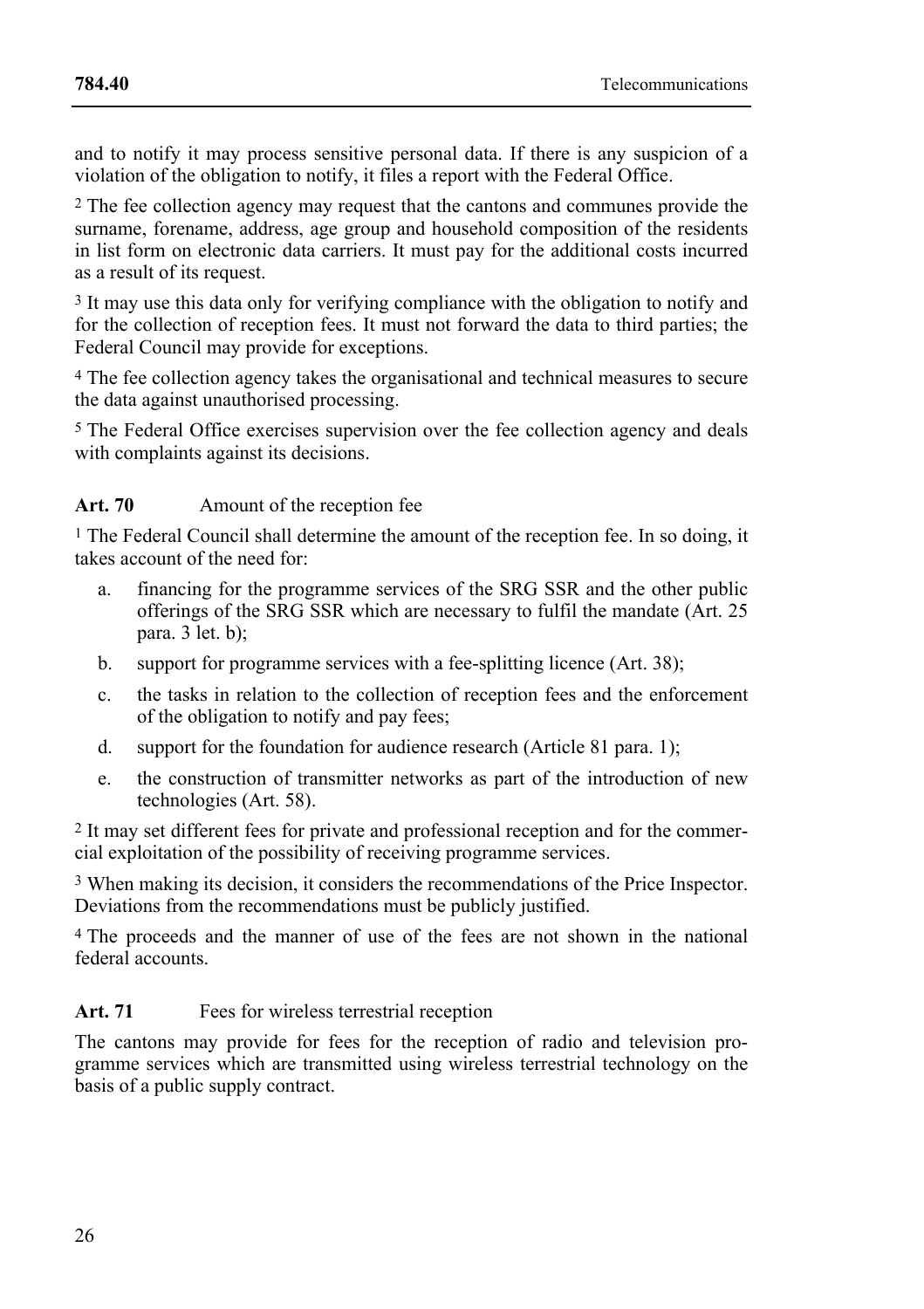and to notify it may process sensitive personal data. If there is any suspicion of a violation of the obligation to notify, it files a report with the Federal Office.

[2] The fee collection agency may request that the cantons and communes provide the surname, forename, address, age group and household composition of the residents in list form on electronic data carriers. It must pay for the additional costs incurred as a result of its request.

[3] It may use this data only for verifying compliance with the obligation to notify and for the collection of reception fees. It must not forward the data to third parties; the Federal Council may provide for exceptions.

[4] The fee collection agency takes the organisational and technical measures to secure the data against unauthorised processing.

[5] The Federal Office exercises supervision over the fee collection agency and deals with complaints against its decisions.

**Art. 70** Amount of the reception fee

[1] The Federal Council shall determine the amount of the reception fee. In so doing, it takes account of the need for:

a. financing for the programme services of the SRG SSR and the other public offerings of the SRG SSR which are necessary to fulfil the mandate (Art. 25 para. 3 let. b);
b. support for programme services with a fee-splitting licence (Art. 38);
c. the tasks in relation to the collection of reception fees and the enforcement of the obligation to notify and pay fees;
d. support for the foundation for audience research (Article 81 para. 1);
e. the construction of transmitter networks as part of the introduction of new technologies (Art. 58).

[2] It may set different fees for private and professional reception and for the commercial exploitation of the possibility of receiving programme services.

[3] When making its decision, it considers the recommendations of the Price Inspector. Deviations from the recommendations must be publicly justified.

[4] The proceeds and the manner of use of the fees are not shown in the national federal accounts.

**Art. 71** Fees for wireless terrestrial reception

The cantons may provide for fees for the reception of radio and television programme services which are transmitted using wireless terrestrial technology on the basis of a public supply contract.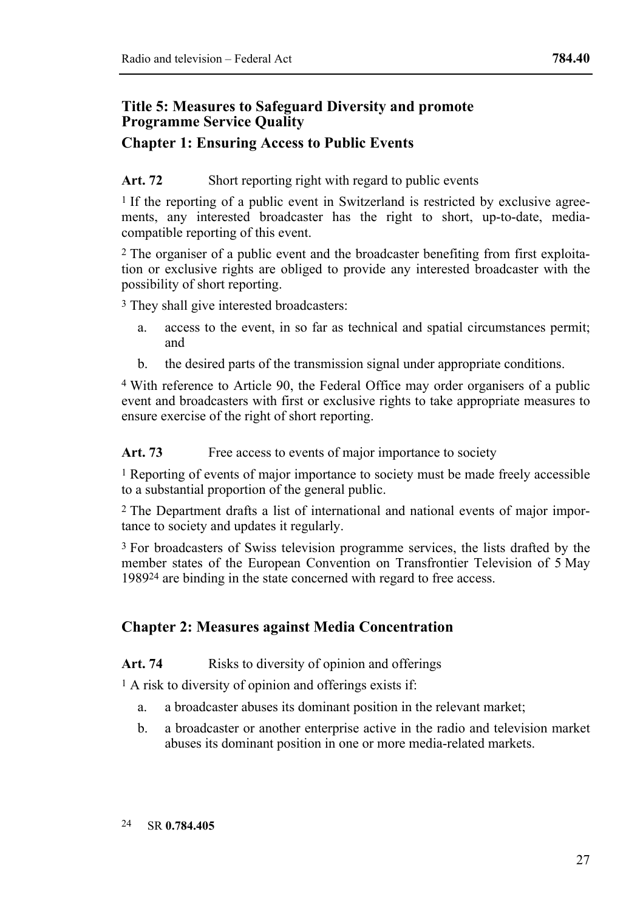## Title 5: Measures to Safeguard Diversity and promote Programme Service Quality

### Chapter 1: Ensuring Access to Public Events

**Art. 72** Short reporting right with regard to public events

[1] If the reporting of a public event in Switzerland is restricted by exclusive agreements, any interested broadcaster has the right to short, up-to-date, media-compatible reporting of this event.

[2] The organiser of a public event and the broadcaster benefiting from first exploitation or exclusive rights are obliged to provide any interested broadcaster with the possibility of short reporting.

[3] They shall give interested broadcasters:

a. access to the event, in so far as technical and spatial circumstances permit; and
b. the desired parts of the transmission signal under appropriate conditions.

[4] With reference to Article 90, the Federal Office may order organisers of a public event and broadcasters with first or exclusive rights to take appropriate measures to ensure exercise of the right of short reporting.

**Art. 73** Free access to events of major importance to society

[1] Reporting of events of major importance to society must be made freely accessible to a substantial proportion of the general public.

[2] The Department drafts a list of international and national events of major importance to society and updates it regularly.

[3] For broadcasters of Swiss television programme services, the lists drafted by the member states of the European Convention on Transfrontier Television of 5 May 1989[24] are binding in the state concerned with regard to free access.

### Chapter 2: Measures against Media Concentration

**Art. 74** Risks to diversity of opinion and offerings

[1] A risk to diversity of opinion and offerings exists if:

a. a broadcaster abuses its dominant position in the relevant market;
b. a broadcaster or another enterprise active in the radio and television market abuses its dominant position in one or more media-related markets.

[24] SR **0.784.405**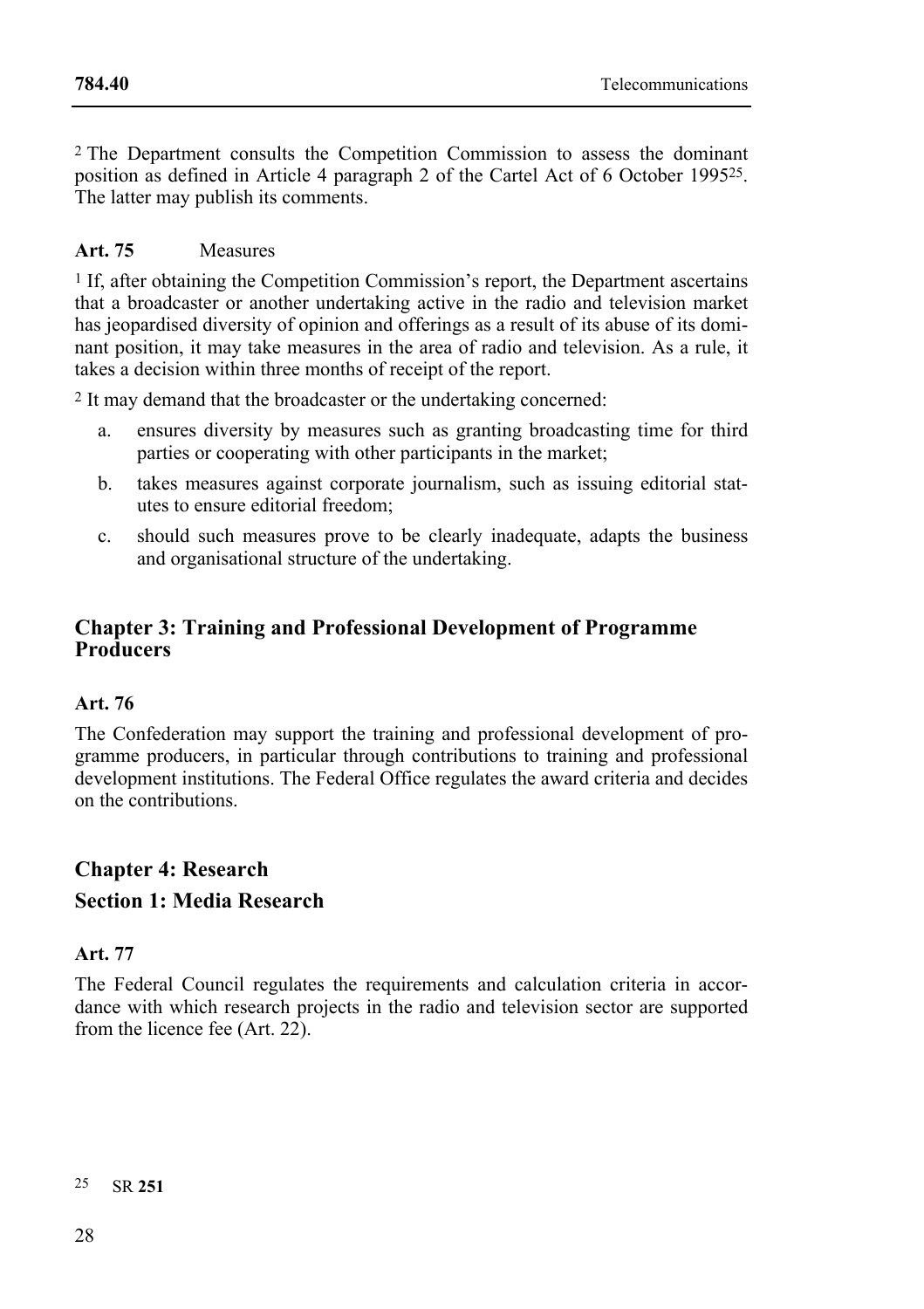[2] The Department consults the Competition Commission to assess the dominant position as defined in Article 4 paragraph 2 of the Cartel Act of 6 October 1995[25]. The latter may publish its comments.

**Art. 75** Measures

[1] If, after obtaining the Competition Commission's report, the Department ascertains that a broadcaster or another undertaking active in the radio and television market has jeopardised diversity of opinion and offerings as a result of its abuse of its dominant position, it may take measures in the area of radio and television. As a rule, it takes a decision within three months of receipt of the report.

[2] It may demand that the broadcaster or the undertaking concerned:

a. ensures diversity by measures such as granting broadcasting time for third parties or cooperating with other participants in the market;

b. takes measures against corporate journalism, such as issuing editorial statutes to ensure editorial freedom;

c. should such measures prove to be clearly inadequate, adapts the business and organisational structure of the undertaking.

## Chapter 3: Training and Professional Development of Programme Producers

**Art. 76**

The Confederation may support the training and professional development of programme producers, in particular through contributions to training and professional development institutions. The Federal Office regulates the award criteria and decides on the contributions.

## Chapter 4: Research

## Section 1: Media Research

**Art. 77**

The Federal Council regulates the requirements and calculation criteria in accordance with which research projects in the radio and television sector are supported from the licence fee (Art. 22).

[25] SR **251**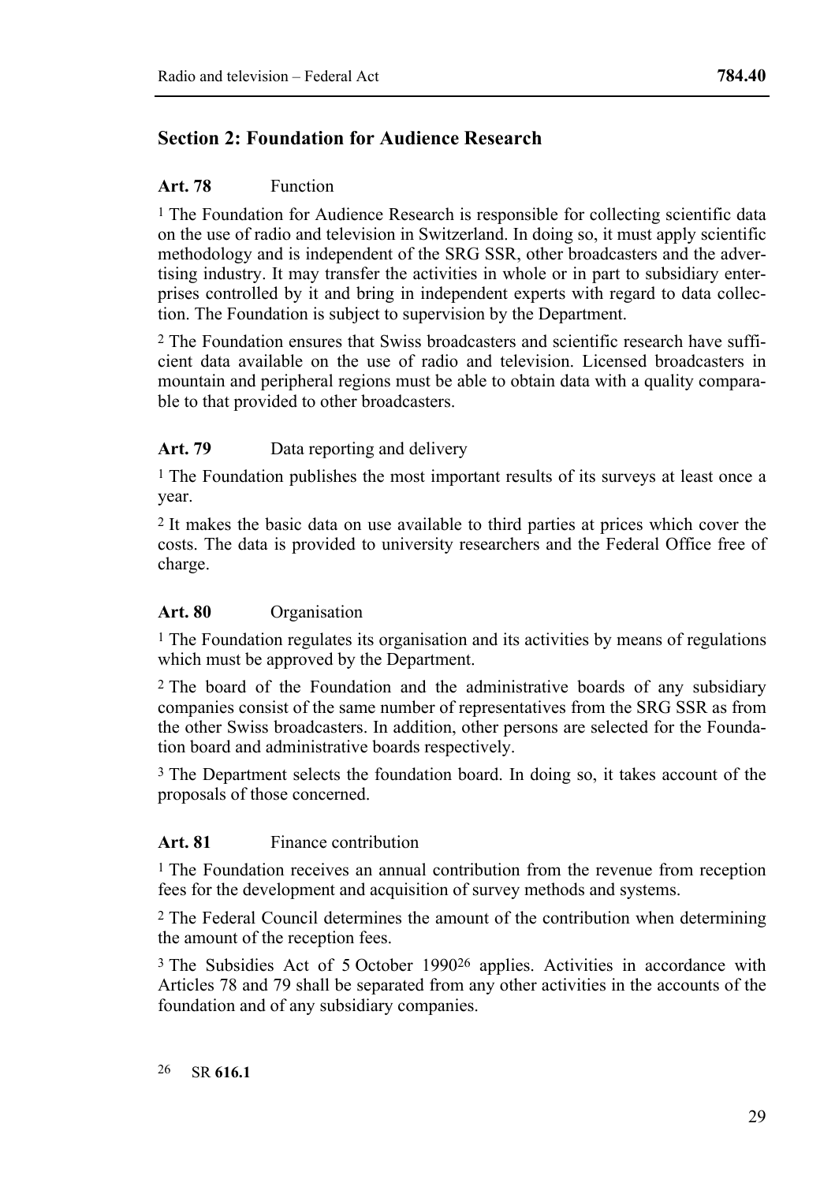## Section 2: Foundation for Audience Research

**Art. 78** Function

[1] The Foundation for Audience Research is responsible for collecting scientific data on the use of radio and television in Switzerland. In doing so, it must apply scientific methodology and is independent of the SRG SSR, other broadcasters and the advertising industry. It may transfer the activities in whole or in part to subsidiary enterprises controlled by it and bring in independent experts with regard to data collection. The Foundation is subject to supervision by the Department.

[2] The Foundation ensures that Swiss broadcasters and scientific research have sufficient data available on the use of radio and television. Licensed broadcasters in mountain and peripheral regions must be able to obtain data with a quality comparable to that provided to other broadcasters.

**Art. 79** Data reporting and delivery

[1] The Foundation publishes the most important results of its surveys at least once a year.

[2] It makes the basic data on use available to third parties at prices which cover the costs. The data is provided to university researchers and the Federal Office free of charge.

**Art. 80** Organisation

[1] The Foundation regulates its organisation and its activities by means of regulations which must be approved by the Department.

[2] The board of the Foundation and the administrative boards of any subsidiary companies consist of the same number of representatives from the SRG SSR as from the other Swiss broadcasters. In addition, other persons are selected for the Foundation board and administrative boards respectively.

[3] The Department selects the foundation board. In doing so, it takes account of the proposals of those concerned.

**Art. 81** Finance contribution

[1] The Foundation receives an annual contribution from the revenue from reception fees for the development and acquisition of survey methods and systems.

[2] The Federal Council determines the amount of the contribution when determining the amount of the reception fees.

[3] The Subsidies Act of 5 October 1990[26] applies. Activities in accordance with Articles 78 and 79 shall be separated from any other activities in the accounts of the foundation and of any subsidiary companies.

[26] SR **616.1**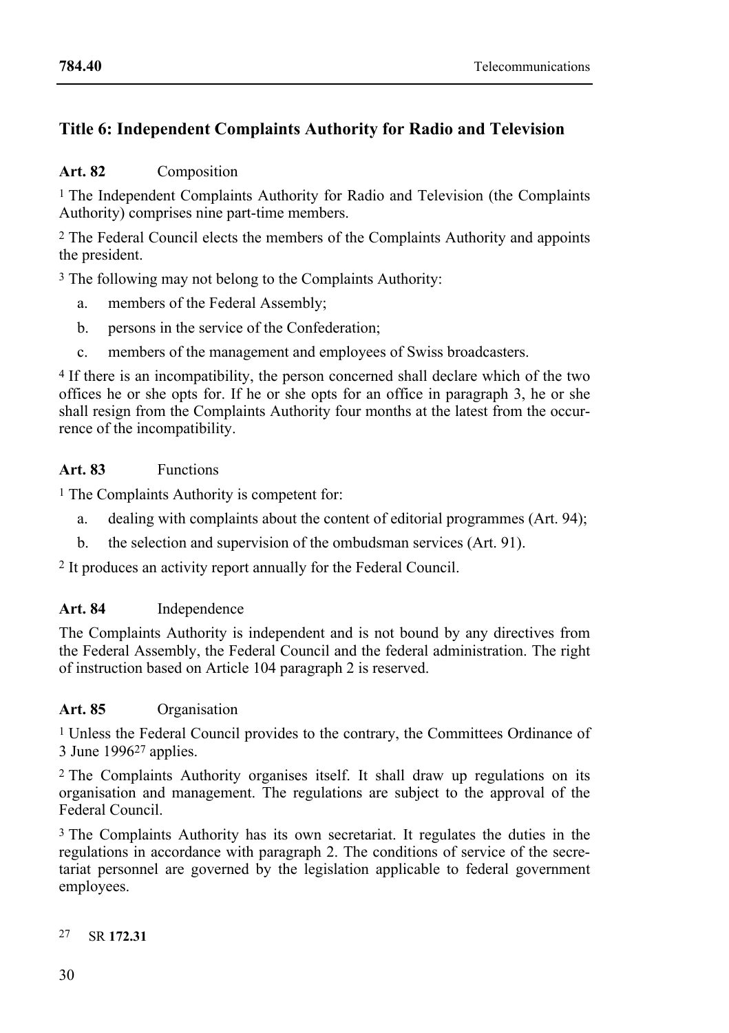## Title 6: Independent Complaints Authority for Radio and Television

### Art. 82 Composition

[1] The Independent Complaints Authority for Radio and Television (the Complaints Authority) comprises nine part-time members.

[2] The Federal Council elects the members of the Complaints Authority and appoints the president.

[3] The following may not belong to the Complaints Authority:

a. members of the Federal Assembly;

b. persons in the service of the Confederation;

c. members of the management and employees of Swiss broadcasters.

[4] If there is an incompatibility, the person concerned shall declare which of the two offices he or she opts for. If he or she opts for an office in paragraph 3, he or she shall resign from the Complaints Authority four months at the latest from the occurrence of the incompatibility.

### Art. 83 Functions

[1] The Complaints Authority is competent for:

a. dealing with complaints about the content of editorial programmes (Art. 94);

b. the selection and supervision of the ombudsman services (Art. 91).

[2] It produces an activity report annually for the Federal Council.

### Art. 84 Independence

The Complaints Authority is independent and is not bound by any directives from the Federal Assembly, the Federal Council and the federal administration. The right of instruction based on Article 104 paragraph 2 is reserved.

### Art. 85 Organisation

[1] Unless the Federal Council provides to the contrary, the Committees Ordinance of 3 June 1996[27] applies.

[2] The Complaints Authority organises itself. It shall draw up regulations on its organisation and management. The regulations are subject to the approval of the Federal Council.

[3] The Complaints Authority has its own secretariat. It regulates the duties in the regulations in accordance with paragraph 2. The conditions of service of the secretariat personnel are governed by the legislation applicable to federal government employees.

[27] SR **172.31**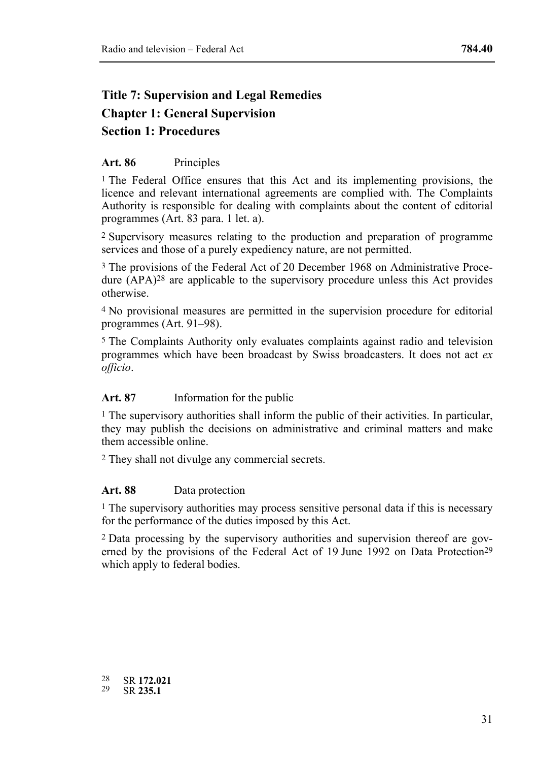## Title 7: Supervision and Legal Remedies

## Chapter 1: General Supervision

### Section 1: Procedures

**Art. 86** Principles

[1] The Federal Office ensures that this Act and its implementing provisions, the licence and relevant international agreements are complied with. The Complaints Authority is responsible for dealing with complaints about the content of editorial programmes (Art. 83 para. 1 let. a).

[2] Supervisory measures relating to the production and preparation of programme services and those of a purely expediency nature, are not permitted.

[3] The provisions of the Federal Act of 20 December 1968 on Administrative Procedure (APA)[28] are applicable to the supervisory procedure unless this Act provides otherwise.

[4] No provisional measures are permitted in the supervision procedure for editorial programmes (Art. 91–98).

[5] The Complaints Authority only evaluates complaints against radio and television programmes which have been broadcast by Swiss broadcasters. It does not act *ex officio*.

**Art. 87** Information for the public

[1] The supervisory authorities shall inform the public of their activities. In particular, they may publish the decisions on administrative and criminal matters and make them accessible online.

[2] They shall not divulge any commercial secrets.

**Art. 88** Data protection

[1] The supervisory authorities may process sensitive personal data if this is necessary for the performance of the duties imposed by this Act.

[2] Data processing by the supervisory authorities and supervision thereof are governed by the provisions of the Federal Act of 19 June 1992 on Data Protection[29] which apply to federal bodies.

---

[28] SR **172.021**

[29] SR **235.1**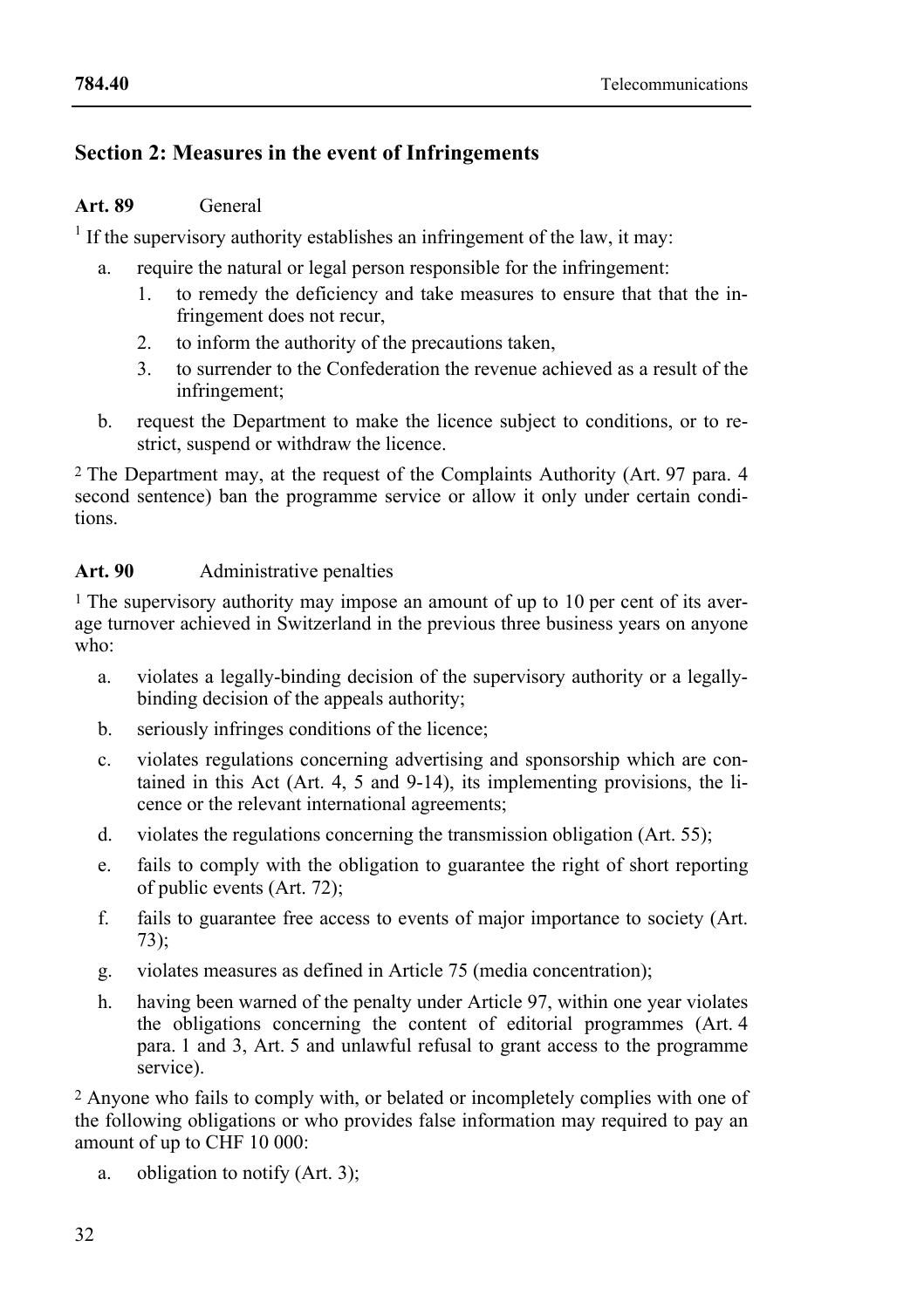## Section 2: Measures in the event of Infringements

**Art. 89** General

[1] If the supervisory authority establishes an infringement of the law, it may:

a. require the natural or legal person responsible for the infringement:
   1. to remedy the deficiency and take measures to ensure that that the infringement does not recur,
   2. to inform the authority of the precautions taken,
   3. to surrender to the Confederation the revenue achieved as a result of the infringement;

b. request the Department to make the licence subject to conditions, or to restrict, suspend or withdraw the licence.

[2] The Department may, at the request of the Complaints Authority (Art. 97 para. 4 second sentence) ban the programme service or allow it only under certain conditions.

**Art. 90** Administrative penalties

[1] The supervisory authority may impose an amount of up to 10 per cent of its average turnover achieved in Switzerland in the previous three business years on anyone who:

a. violates a legally-binding decision of the supervisory authority or a legally-binding decision of the appeals authority;
b. seriously infringes conditions of the licence;
c. violates regulations concerning advertising and sponsorship which are contained in this Act (Art. 4, 5 and 9-14), its implementing provisions, the licence or the relevant international agreements;
d. violates the regulations concerning the transmission obligation (Art. 55);
e. fails to comply with the obligation to guarantee the right of short reporting of public events (Art. 72);
f. fails to guarantee free access to events of major importance to society (Art. 73);
g. violates measures as defined in Article 75 (media concentration);
h. having been warned of the penalty under Article 97, within one year violates the obligations concerning the content of editorial programmes (Art. 4 para. 1 and 3, Art. 5 and unlawful refusal to grant access to the programme service).

[2] Anyone who fails to comply with, or belated or incompletely complies with one of the following obligations or who provides false information may required to pay an amount of up to CHF 10 000:

a. obligation to notify (Art. 3);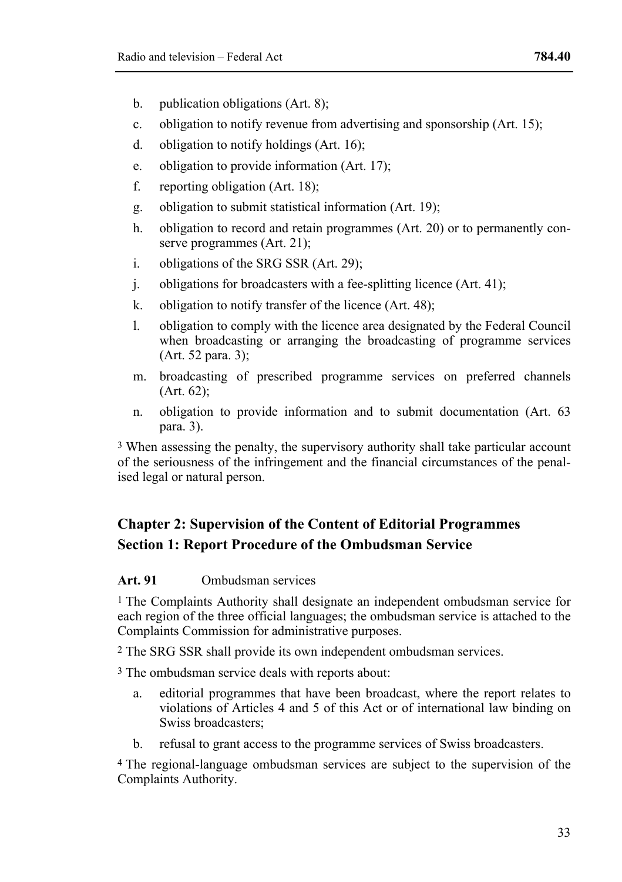b. publication obligations (Art. 8);
c. obligation to notify revenue from advertising and sponsorship (Art. 15);
d. obligation to notify holdings (Art. 16);
e. obligation to provide information (Art. 17);
f. reporting obligation (Art. 18);
g. obligation to submit statistical information (Art. 19);
h. obligation to record and retain programmes (Art. 20) or to permanently conserve programmes (Art. 21);
i. obligations of the SRG SSR (Art. 29);
j. obligations for broadcasters with a fee-splitting licence (Art. 41);
k. obligation to notify transfer of the licence (Art. 48);
l. obligation to comply with the licence area designated by the Federal Council when broadcasting or arranging the broadcasting of programme services (Art. 52 para. 3);
m. broadcasting of prescribed programme services on preferred channels (Art. 62);
n. obligation to provide information and to submit documentation (Art. 63 para. 3).

[3] When assessing the penalty, the supervisory authority shall take particular account of the seriousness of the infringement and the financial circumstances of the penalised legal or natural person.

## Chapter 2: Supervision of the Content of Editorial Programmes

## Section 1: Report Procedure of the Ombudsman Service

**Art. 91** Ombudsman services

[1] The Complaints Authority shall designate an independent ombudsman service for each region of the three official languages; the ombudsman service is attached to the Complaints Commission for administrative purposes.

[2] The SRG SSR shall provide its own independent ombudsman services.

[3] The ombudsman service deals with reports about:

a. editorial programmes that have been broadcast, where the report relates to violations of Articles 4 and 5 of this Act or of international law binding on Swiss broadcasters;
b. refusal to grant access to the programme services of Swiss broadcasters.

[4] The regional-language ombudsman services are subject to the supervision of the Complaints Authority.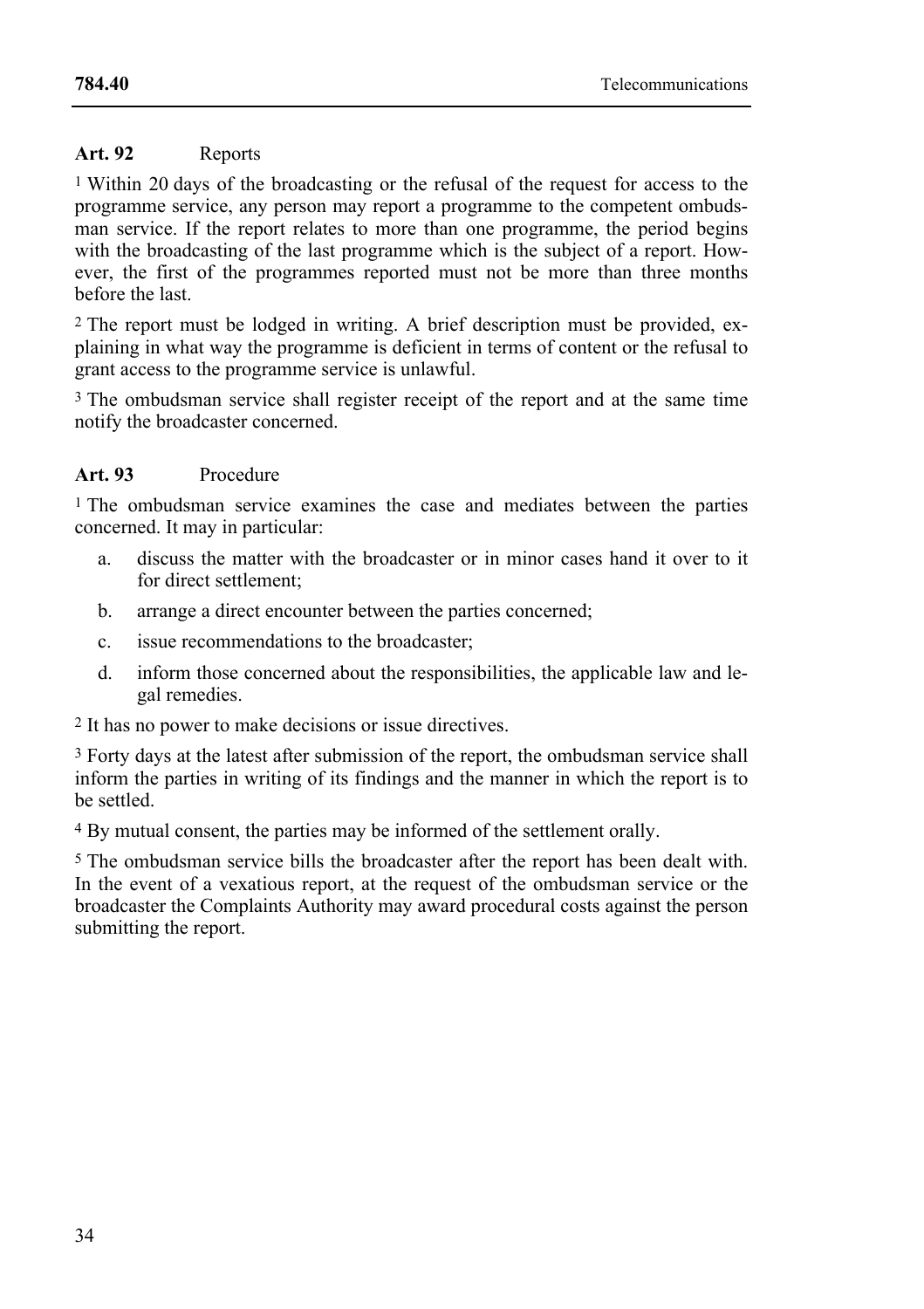**Art. 92** Reports

[1] Within 20 days of the broadcasting or the refusal of the request for access to the programme service, any person may report a programme to the competent ombudsman service. If the report relates to more than one programme, the period begins with the broadcasting of the last programme which is the subject of a report. However, the first of the programmes reported must not be more than three months before the last.

[2] The report must be lodged in writing. A brief description must be provided, explaining in what way the programme is deficient in terms of content or the refusal to grant access to the programme service is unlawful.

[3] The ombudsman service shall register receipt of the report and at the same time notify the broadcaster concerned.

**Art. 93** Procedure

[1] The ombudsman service examines the case and mediates between the parties concerned. It may in particular:

a. discuss the matter with the broadcaster or in minor cases hand it over to it for direct settlement;
b. arrange a direct encounter between the parties concerned;
c. issue recommendations to the broadcaster;
d. inform those concerned about the responsibilities, the applicable law and legal remedies.

[2] It has no power to make decisions or issue directives.

[3] Forty days at the latest after submission of the report, the ombudsman service shall inform the parties in writing of its findings and the manner in which the report is to be settled.

[4] By mutual consent, the parties may be informed of the settlement orally.

[5] The ombudsman service bills the broadcaster after the report has been dealt with. In the event of a vexatious report, at the request of the ombudsman service or the broadcaster the Complaints Authority may award procedural costs against the person submitting the report.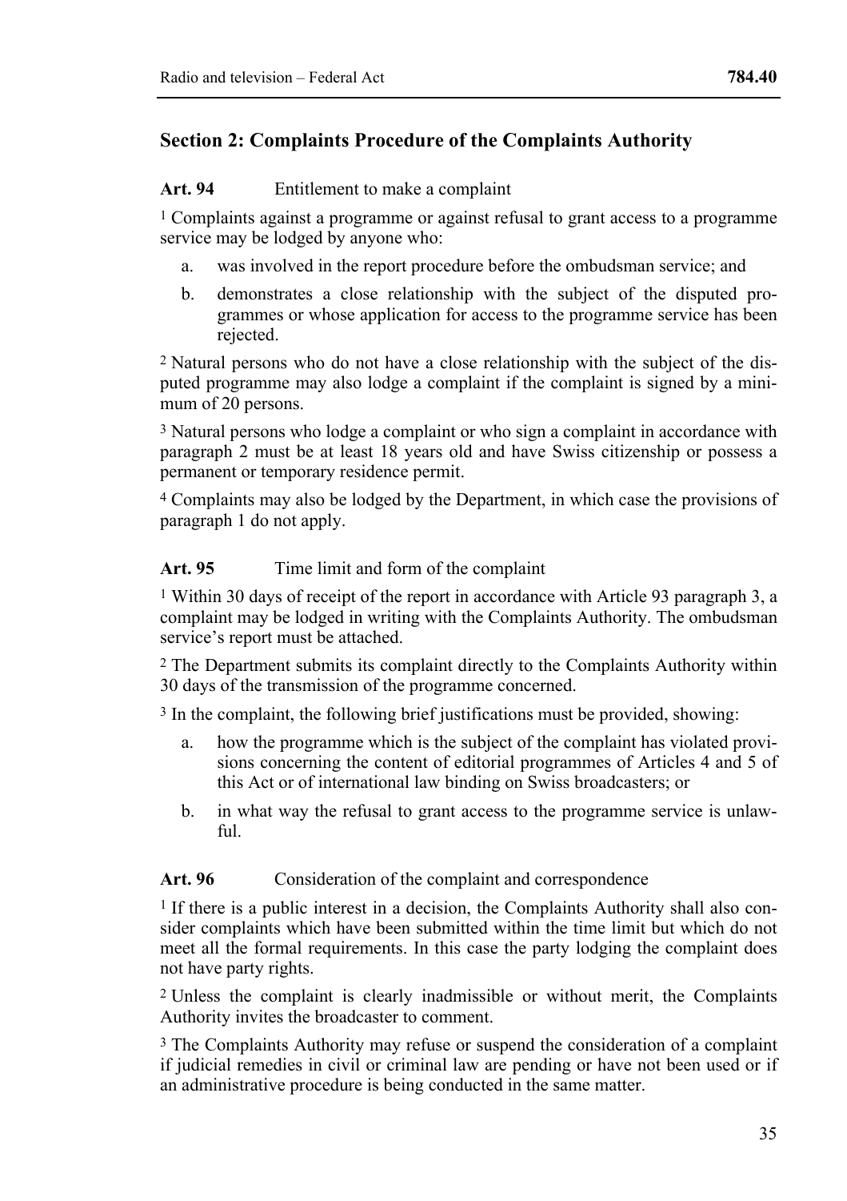## Section 2: Complaints Procedure of the Complaints Authority

**Art. 94** Entitlement to make a complaint

1 Complaints against a programme or against refusal to grant access to a programme service may be lodged by anyone who:

a. was involved in the report procedure before the ombudsman service; and

b. demonstrates a close relationship with the subject of the disputed programmes or whose application for access to the programme service has been rejected.

2 Natural persons who do not have a close relationship with the subject of the disputed programme may also lodge a complaint if the complaint is signed by a minimum of 20 persons.

3 Natural persons who lodge a complaint or who sign a complaint in accordance with paragraph 2 must be at least 18 years old and have Swiss citizenship or possess a permanent or temporary residence permit.

4 Complaints may also be lodged by the Department, in which case the provisions of paragraph 1 do not apply.

**Art. 95** Time limit and form of the complaint

1 Within 30 days of receipt of the report in accordance with Article 93 paragraph 3, a complaint may be lodged in writing with the Complaints Authority. The ombudsman service's report must be attached.

2 The Department submits its complaint directly to the Complaints Authority within 30 days of the transmission of the programme concerned.

3 In the complaint, the following brief justifications must be provided, showing:

a. how the programme which is the subject of the complaint has violated provisions concerning the content of editorial programmes of Articles 4 and 5 of this Act or of international law binding on Swiss broadcasters; or

b. in what way the refusal to grant access to the programme service is unlawful.

**Art. 96** Consideration of the complaint and correspondence

1 If there is a public interest in a decision, the Complaints Authority shall also consider complaints which have been submitted within the time limit but which do not meet all the formal requirements. In this case the party lodging the complaint does not have party rights.

2 Unless the complaint is clearly inadmissible or without merit, the Complaints Authority invites the broadcaster to comment.

3 The Complaints Authority may refuse or suspend the consideration of a complaint if judicial remedies in civil or criminal law are pending or have not been used or if an administrative procedure is being conducted in the same matter.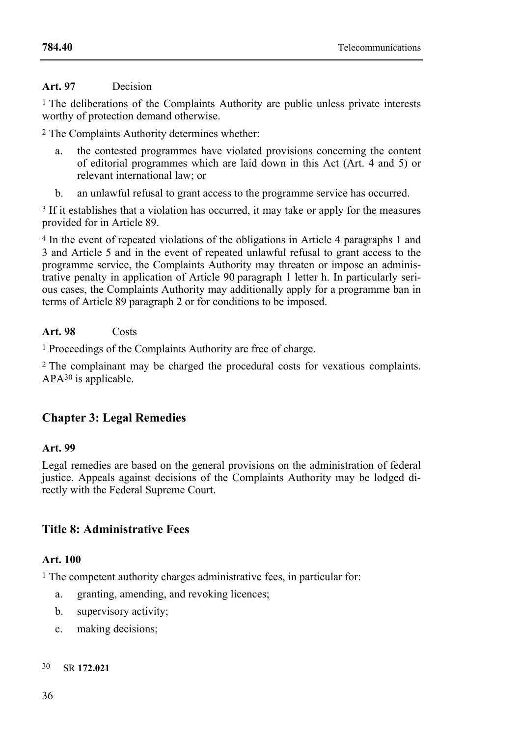**Art. 97** Decision

[1] The deliberations of the Complaints Authority are public unless private interests worthy of protection demand otherwise.

[2] The Complaints Authority determines whether:

a. the contested programmes have violated provisions concerning the content of editorial programmes which are laid down in this Act (Art. 4 and 5) or relevant international law; or

b. an unlawful refusal to grant access to the programme service has occurred.

[3] If it establishes that a violation has occurred, it may take or apply for the measures provided for in Article 89.

[4] In the event of repeated violations of the obligations in Article 4 paragraphs 1 and 3 and Article 5 and in the event of repeated unlawful refusal to grant access to the programme service, the Complaints Authority may threaten or impose an administrative penalty in application of Article 90 paragraph 1 letter h. In particularly serious cases, the Complaints Authority may additionally apply for a programme ban in terms of Article 89 paragraph 2 or for conditions to be imposed.

**Art. 98** Costs

[1] Proceedings of the Complaints Authority are free of charge.

[2] The complainant may be charged the procedural costs for vexatious complaints. APA[30] is applicable.

## Chapter 3: Legal Remedies

**Art. 99**

Legal remedies are based on the general provisions on the administration of federal justice. Appeals against decisions of the Complaints Authority may be lodged directly with the Federal Supreme Court.

## Title 8: Administrative Fees

**Art. 100**

[1] The competent authority charges administrative fees, in particular for:

a. granting, amending, and revoking licences;

b. supervisory activity;

c. making decisions;

---

[30] SR **172.021**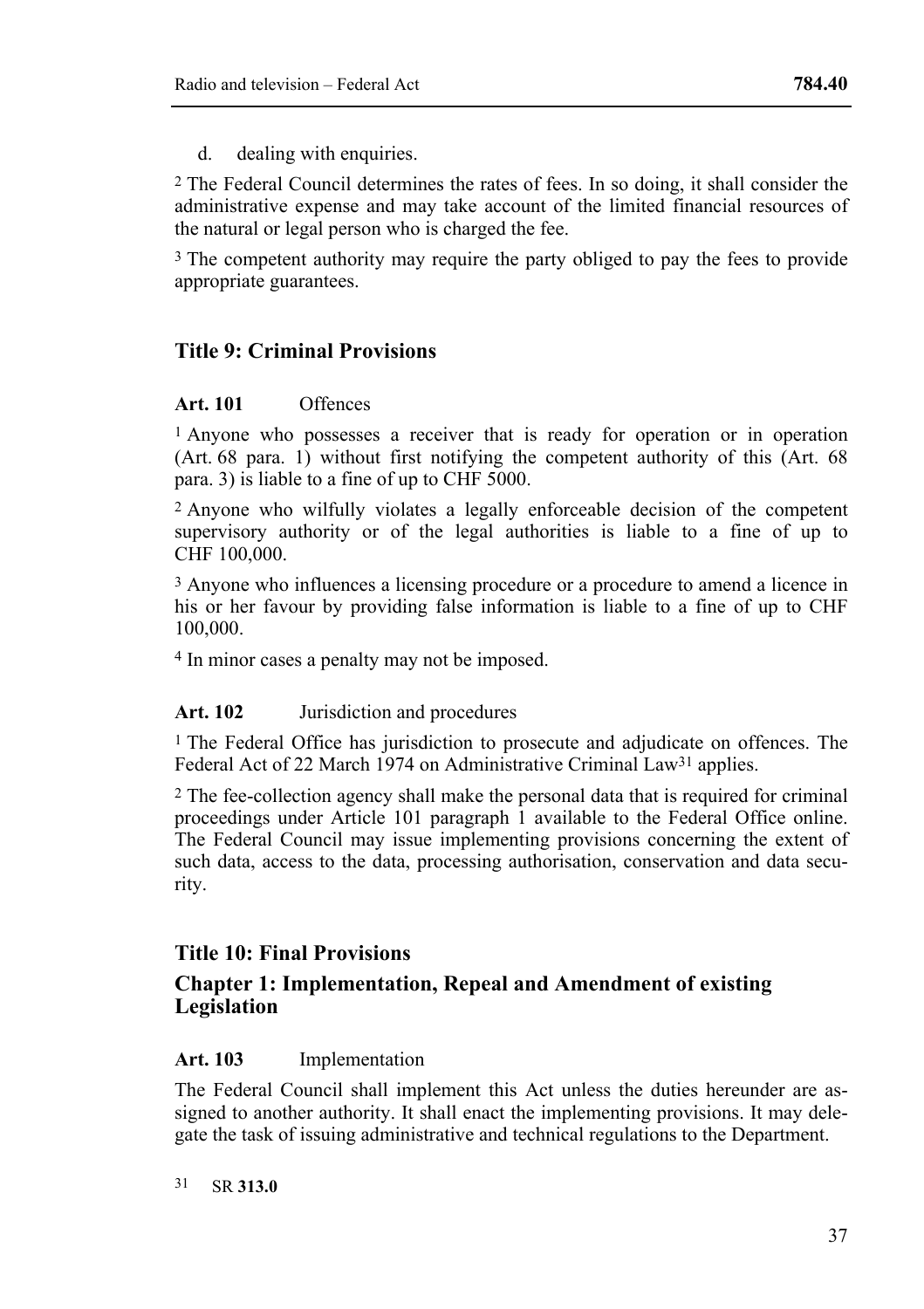d. dealing with enquiries.

[2] The Federal Council determines the rates of fees. In so doing, it shall consider the administrative expense and may take account of the limited financial resources of the natural or legal person who is charged the fee.

[3] The competent authority may require the party obliged to pay the fees to provide appropriate guarantees.

## Title 9: Criminal Provisions

### Art. 101 Offences

[1] Anyone who possesses a receiver that is ready for operation or in operation (Art. 68 para. 1) without first notifying the competent authority of this (Art. 68 para. 3) is liable to a fine of up to CHF 5000.

[2] Anyone who wilfully violates a legally enforceable decision of the competent supervisory authority or of the legal authorities is liable to a fine of up to CHF 100,000.

[3] Anyone who influences a licensing procedure or a procedure to amend a licence in his or her favour by providing false information is liable to a fine of up to CHF 100,000.

[4] In minor cases a penalty may not be imposed.

### Art. 102 Jurisdiction and procedures

[1] The Federal Office has jurisdiction to prosecute and adjudicate on offences. The Federal Act of 22 March 1974 on Administrative Criminal Law[31] applies.

[2] The fee-collection agency shall make the personal data that is required for criminal proceedings under Article 101 paragraph 1 available to the Federal Office online. The Federal Council may issue implementing provisions concerning the extent of such data, access to the data, processing authorisation, conservation and data security.

## Title 10: Final Provisions

## Chapter 1: Implementation, Repeal and Amendment of existing Legislation

### Art. 103 Implementation

The Federal Council shall implement this Act unless the duties hereunder are assigned to another authority. It shall enact the implementing provisions. It may delegate the task of issuing administrative and technical regulations to the Department.

[31] SR **313.0**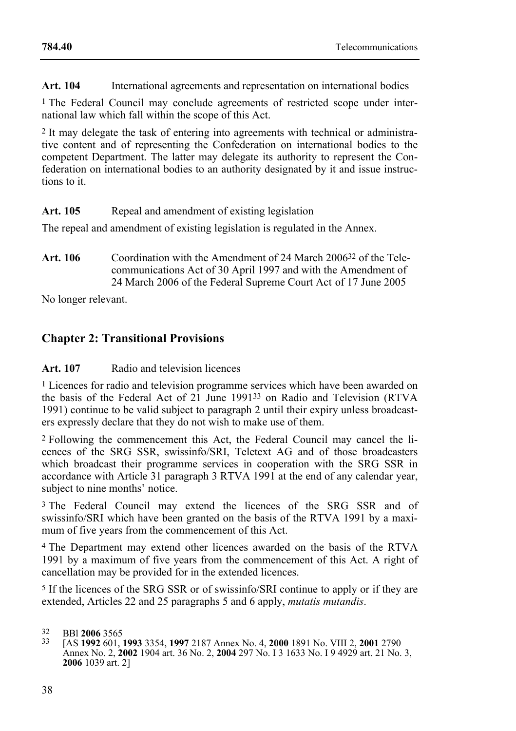**Art. 104** International agreements and representation on international bodies

[1] The Federal Council may conclude agreements of restricted scope under international law which fall within the scope of this Act.

[2] It may delegate the task of entering into agreements with technical or administrative content and of representing the Confederation on international bodies to the competent Department. The latter may delegate its authority to represent the Confederation on international bodies to an authority designated by it and issue instructions to it.

**Art. 105** Repeal and amendment of existing legislation

The repeal and amendment of existing legislation is regulated in the Annex.

**Art. 106** Coordination with the Amendment of 24 March 2006[32] of the Telecommunications Act of 30 April 1997 and with the Amendment of 24 March 2006 of the Federal Supreme Court Act of 17 June 2005

No longer relevant.

## Chapter 2: Transitional Provisions

**Art. 107** Radio and television licences

[1] Licences for radio and television programme services which have been awarded on the basis of the Federal Act of 21 June 1991[33] on Radio and Television (RTVA 1991) continue to be valid subject to paragraph 2 until their expiry unless broadcasters expressly declare that they do not wish to make use of them.

[2] Following the commencement this Act, the Federal Council may cancel the licences of the SRG SSR, swissinfo/SRI, Teletext AG and of those broadcasters which broadcast their programme services in cooperation with the SRG SSR in accordance with Article 31 paragraph 3 RTVA 1991 at the end of any calendar year, subject to nine months' notice.

[3] The Federal Council may extend the licences of the SRG SSR and of swissinfo/SRI which have been granted on the basis of the RTVA 1991 by a maximum of five years from the commencement of this Act.

[4] The Department may extend other licences awarded on the basis of the RTVA 1991 by a maximum of five years from the commencement of this Act. A right of cancellation may be provided for in the extended licences.

[5] If the licences of the SRG SSR or of swissinfo/SRI continue to apply or if they are extended, Articles 22 and 25 paragraphs 5 and 6 apply, *mutatis mutandis*.

---

[32] BBl **2006** 3565

[33] [AS **1992** 601, **1993** 3354, **1997** 2187 Annex No. 4, **2000** 1891 No. VIII 2, **2001** 2790 Annex No. 2, **2002** 1904 art. 36 No. 2, **2004** 297 No. I 3 1633 No. I 9 4929 art. 21 No. 3, **2006** 1039 art. 2]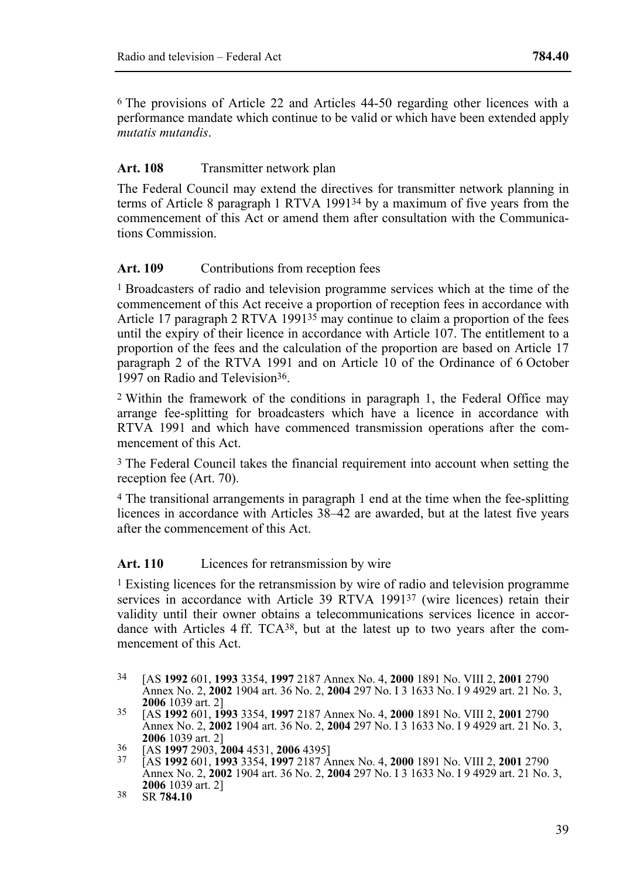[6] The provisions of Article 22 and Articles 44-50 regarding other licences with a performance mandate which continue to be valid or which have been extended apply *mutatis mutandis*.

### Art. 108 Transmitter network plan

The Federal Council may extend the directives for transmitter network planning in terms of Article 8 paragraph 1 RTVA 1991[34] by a maximum of five years from the commencement of this Act or amend them after consultation with the Communications Commission.

### Art. 109 Contributions from reception fees

[1] Broadcasters of radio and television programme services which at the time of the commencement of this Act receive a proportion of reception fees in accordance with Article 17 paragraph 2 RTVA 1991[35] may continue to claim a proportion of the fees until the expiry of their licence in accordance with Article 107. The entitlement to a proportion of the fees and the calculation of the proportion are based on Article 17 paragraph 2 of the RTVA 1991 and on Article 10 of the Ordinance of 6 October 1997 on Radio and Television[36].

[2] Within the framework of the conditions in paragraph 1, the Federal Office may arrange fee-splitting for broadcasters which have a licence in accordance with RTVA 1991 and which have commenced transmission operations after the commencement of this Act.

[3] The Federal Council takes the financial requirement into account when setting the reception fee (Art. 70).

[4] The transitional arrangements in paragraph 1 end at the time when the fee-splitting licences in accordance with Articles 38–42 are awarded, but at the latest five years after the commencement of this Act.

### Art. 110 Licences for retransmission by wire

[1] Existing licences for the retransmission by wire of radio and television programme services in accordance with Article 39 RTVA 1991[37] (wire licences) retain their validity until their owner obtains a telecommunications services licence in accordance with Articles 4 ff. TCA[38], but at the latest up to two years after the commencement of this Act.

---

34 [AS **1992** 601, **1993** 3354, **1997** 2187 Annex No. 4, **2000** 1891 No. VIII 2, **2001** 2790 Annex No. 2, **2002** 1904 art. 36 No. 2, **2004** 297 No. I 3 1633 No. I 9 4929 art. 21 No. 3, **2006** 1039 art. 2]

35 [AS **1992** 601, **1993** 3354, **1997** 2187 Annex No. 4, **2000** 1891 No. VIII 2, **2001** 2790 Annex No. 2, **2002** 1904 art. 36 No. 2, **2004** 297 No. I 3 1633 No. I 9 4929 art. 21 No. 3, **2006** 1039 art. 2]

36 [AS **1997** 2903, **2004** 4531, **2006** 4395]

37 [AS **1992** 601, **1993** 3354, **1997** 2187 Annex No. 4, **2000** 1891 No. VIII 2, **2001** 2790 Annex No. 2, **2002** 1904 art. 36 No. 2, **2004** 297 No. I 3 1633 No. I 9 4929 art. 21 No. 3, **2006** 1039 art. 2]

38 SR **784.10**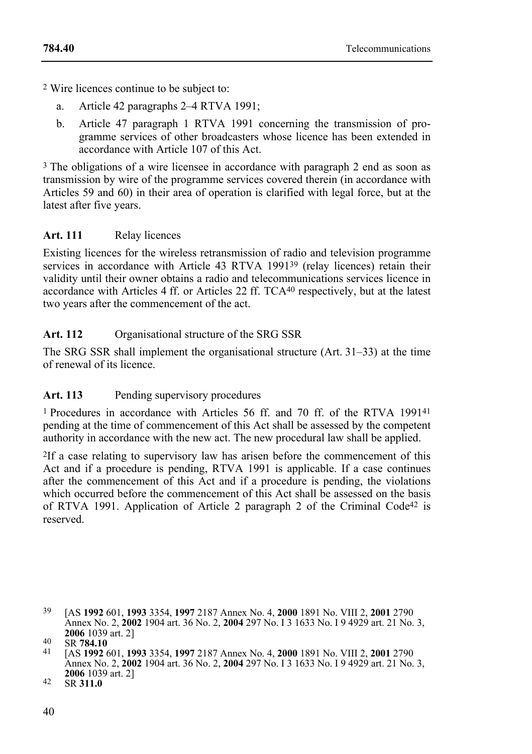[2] Wire licences continue to be subject to:

a. Article 42 paragraphs 2–4 RTVA 1991;

b. Article 47 paragraph 1 RTVA 1991 concerning the transmission of programme services of other broadcasters whose licence has been extended in accordance with Article 107 of this Act.

[3] The obligations of a wire licensee in accordance with paragraph 2 end as soon as transmission by wire of the programme services covered therein (in accordance with Articles 59 and 60) in their area of operation is clarified with legal force, but at the latest after five years.

### Art. 111 Relay licences

Existing licences for the wireless retransmission of radio and television programme services in accordance with Article 43 RTVA 1991[39] (relay licences) retain their validity until their owner obtains a radio and telecommunications services licence in accordance with Articles 4 ff. or Articles 22 ff. TCA[40] respectively, but at the latest two years after the commencement of the act.

### Art. 112 Organisational structure of the SRG SSR

The SRG SSR shall implement the organisational structure (Art. 31–33) at the time of renewal of its licence.

### Art. 113 Pending supervisory procedures

[1] Procedures in accordance with Articles 56 ff. and 70 ff. of the RTVA 1991[41] pending at the time of commencement of this Act shall be assessed by the competent authority in accordance with the new act. The new procedural law shall be applied.

[2] If a case relating to supervisory law has arisen before the commencement of this Act and if a procedure is pending, RTVA 1991 is applicable. If a case continues after the commencement of this Act and if a procedure is pending, the violations which occurred before the commencement of this Act shall be assessed on the basis of RTVA 1991. Application of Article 2 paragraph 2 of the Criminal Code[42] is reserved.

---

39 [AS **1992** 601, **1993** 3354, **1997** 2187 Annex No. 4, **2000** 1891 No. VIII 2, **2001** 2790 Annex No. 2, **2002** 1904 art. 36 No. 2, **2004** 297 No. I 3 1633 No. I 9 4929 art. 21 No. 3, **2006** 1039 art. 2]

40 SR **784.10**

41 [AS **1992** 601, **1993** 3354, **1997** 2187 Annex No. 4, **2000** 1891 No. VIII 2, **2001** 2790 Annex No. 2, **2002** 1904 art. 36 No. 2, **2004** 297 No. I 3 1633 No. I 9 4929 art. 21 No. 3, **2006** 1039 art. 2]

42 SR **311.0**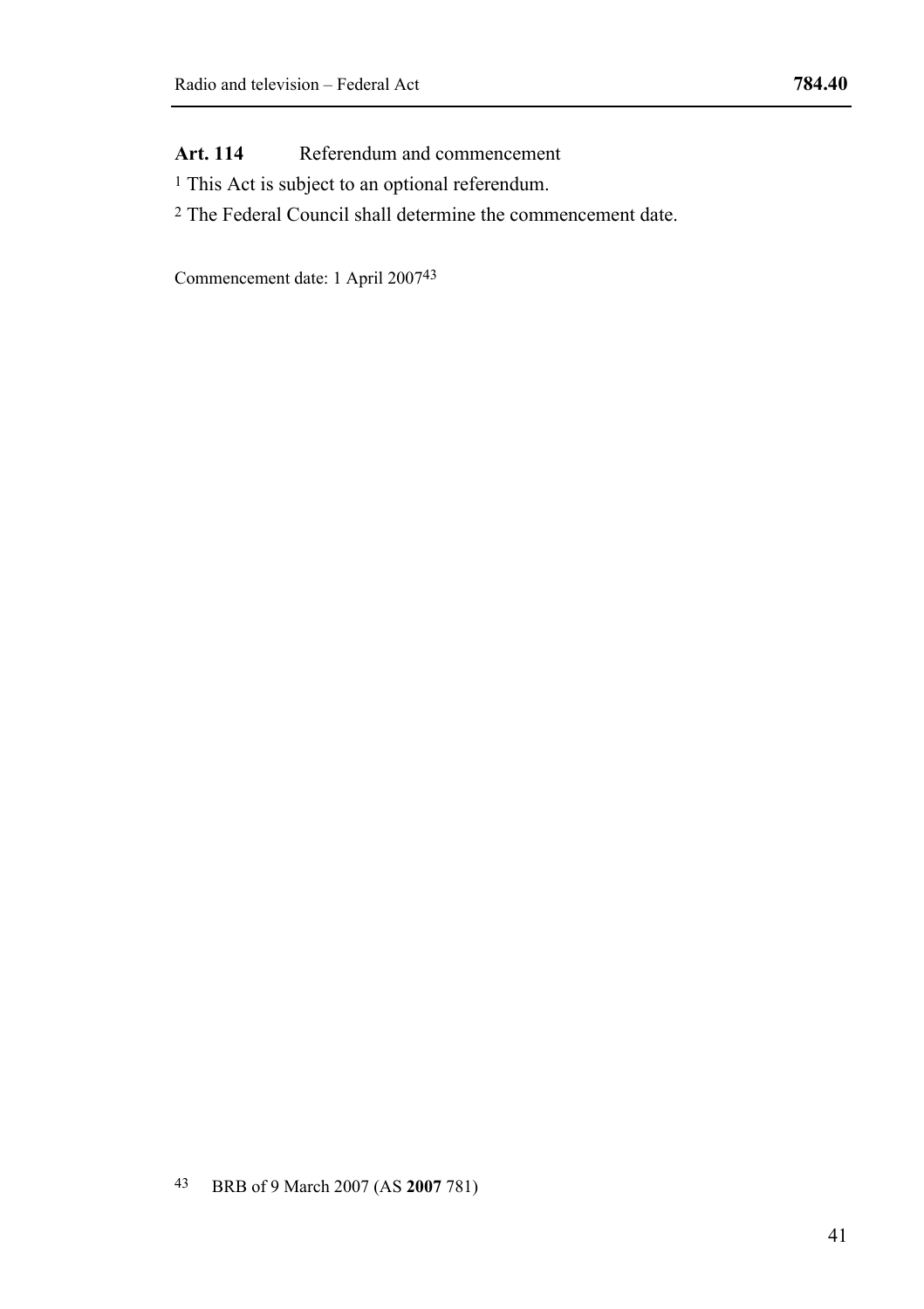**Art. 114** Referendum and commencement

[1] This Act is subject to an optional referendum.

[2] The Federal Council shall determine the commencement date.

Commencement date: 1 April 2007[43]

[43] BRB of 9 March 2007 (AS **2007** 781)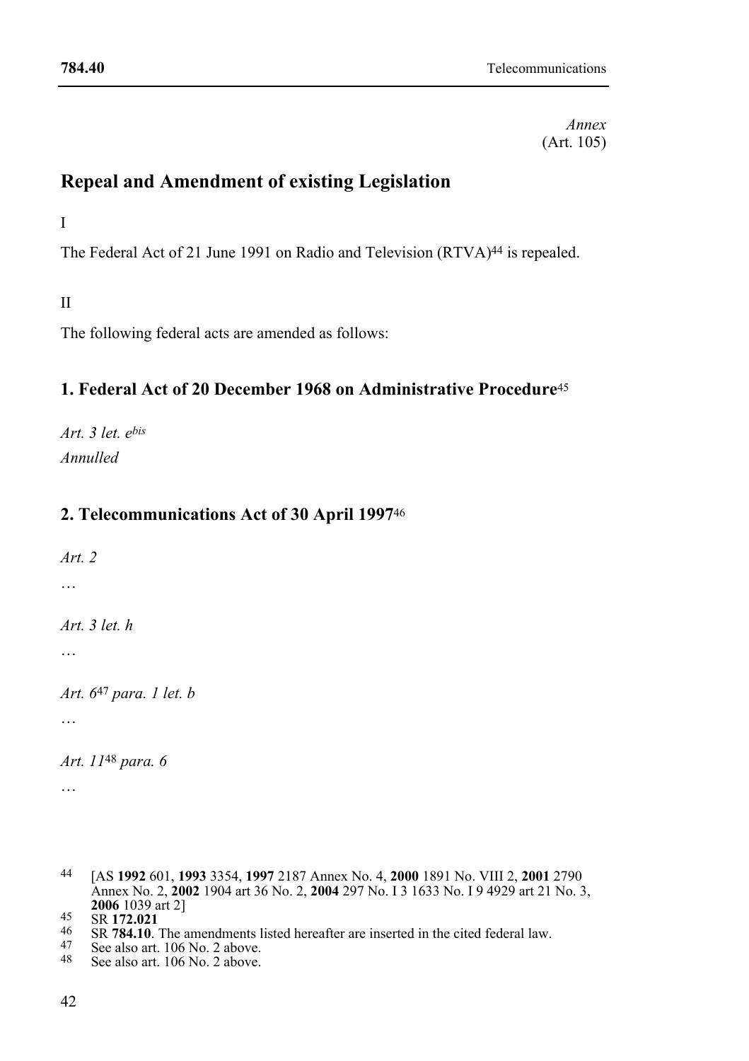*Annex*
(Art. 105)

# Repeal and Amendment of existing Legislation

I

The Federal Act of 21 June 1991 on Radio and Television (RTVA)[44] is repealed.

II

The following federal acts are amended as follows:

## 1. Federal Act of 20 December 1968 on Administrative Procedure[45]

*Art. 3 let. e$^{bis}$*

*Annulled*

## 2. Telecommunications Act of 30 April 1997[46]

*Art. 2*

…

*Art. 3 let. h*

…

*Art. 6*[47] *para. 1 let. b*

…

*Art. 11*[48] *para. 6*

…

---

44 [AS **1992** 601, **1993** 3354, **1997** 2187 Annex No. 4, **2000** 1891 No. VIII 2, **2001** 2790 Annex No. 2, **2002** 1904 art 36 No. 2, **2004** 297 No. I 3 1633 No. I 9 4929 art 21 No. 3, **2006** 1039 art 2]

45 SR **172.021**

46 SR **784.10**. The amendments listed hereafter are inserted in the cited federal law.

47 See also art. 106 No. 2 above.

48 See also art. 106 No. 2 above.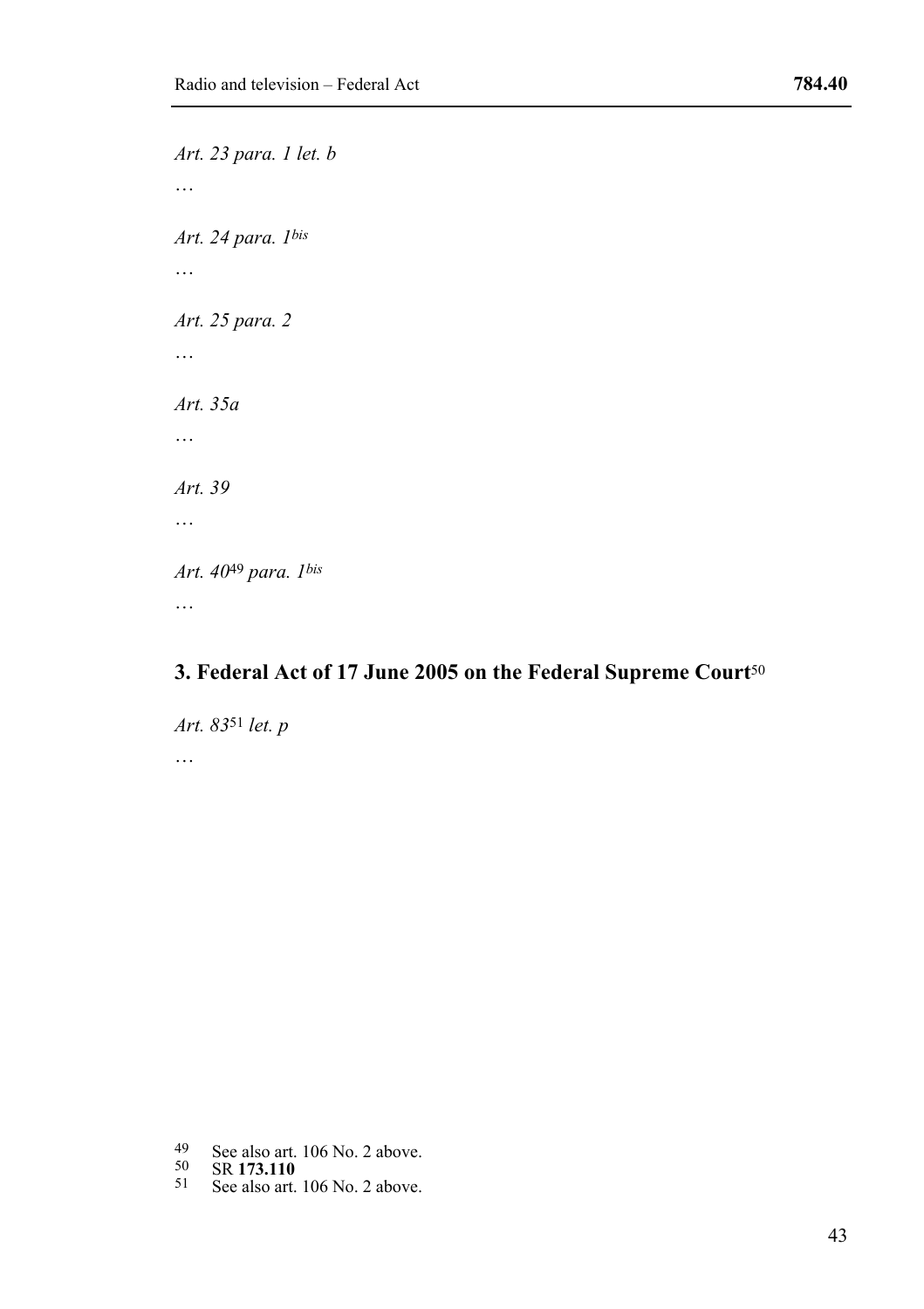*Art. 23 para. 1 let. b*

…

*Art. 24 para. 1bis*

…

*Art. 25 para. 2*

…

*Art. 35a*

…

*Art. 39*

…

*Art. 40*[49] *para. 1bis*

…

## 3. Federal Act of 17 June 2005 on the Federal Supreme Court[50]

*Art. 83*[51] *let. p*

…

[49] See also art. 106 No. 2 above.
[50] SR **173.110**
[51] See also art. 106 No. 2 above.